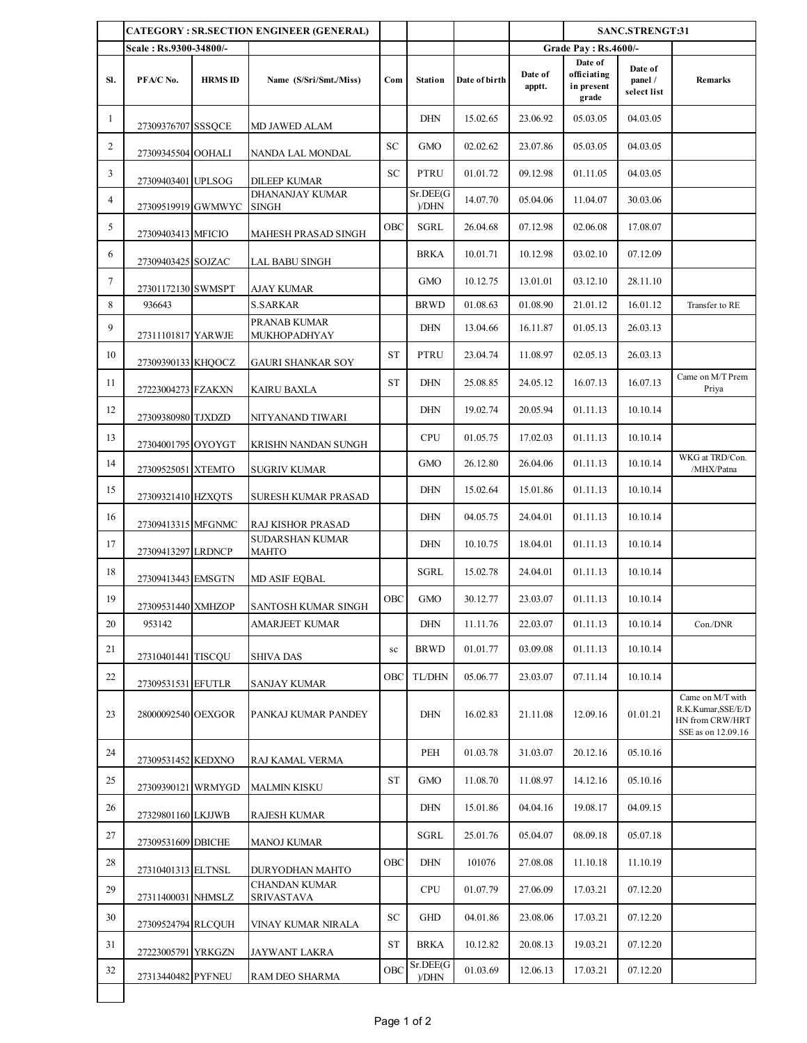| Sl. | PF A/C No. | HRMS ID | Name (S/Sri/Smt./Miss) | Com | Station | Date of birth | Date of apptt. | Date of officiating in present grade | Date of panel / select list | Remarks |
|---|---|---|---|---|---|---|---|---|---|---|
| | CATEGORY : SR.SECTION ENGINEER (GENERAL) | | | | | | | SANC.STRENGT:31 | | |
| | Scale : Rs.9300-34800/- | | | | | | Grade Pay : Rs.4600/- | | | |
| 1 | 27309376707 | SSSQCE | MD JAWED ALAM | | DHN | 15.02.65 | 23.06.92 | 05.03.05 | 04.03.05 | |
| 2 | 27309345504 | OOHALI | NANDA LAL MONDAL | SC | GMO | 02.02.62 | 23.07.86 | 05.03.05 | 04.03.05 | |
| 3 | 27309403401 | UPLSOG | DILEEP KUMAR | SC | PTRU | 01.01.72 | 09.12.98 | 01.11.05 | 04.03.05 | |
| 4 | 27309519919 | GWMWYC | DHANANJAY KUMAR SINGH | | Sr.DEE(G)/DHN | 14.07.70 | 05.04.06 | 11.04.07 | 30.03.06 | |
| 5 | 27309403413 | MFICIO | MAHESH PRASAD SINGH | OBC | SGRL | 26.04.68 | 07.12.98 | 02.06.08 | 17.08.07 | |
| 6 | 27309403425 | SOJZAC | LAL BABU SINGH | | BRKA | 10.01.71 | 10.12.98 | 03.02.10 | 07.12.09 | |
| 7 | 27301172130 | SWMSPT | AJAY KUMAR | | GMO | 10.12.75 | 13.01.01 | 03.12.10 | 28.11.10 | |
| 8 | 936643 | | S.SARKAR | | BRWD | 01.08.63 | 01.08.90 | 21.01.12 | 16.01.12 | Transfer to RE |
| 9 | 27311101817 | YARWJE | PRANAB KUMAR MUKHOPADHYAY | | DHN | 13.04.66 | 16.11.87 | 01.05.13 | 26.03.13 | |
| 10 | 27309390133 | KHQOCZ | GAURI SHANKAR SOY | ST | PTRU | 23.04.74 | 11.08.97 | 02.05.13 | 26.03.13 | |
| 11 | 27223004273 | FZAKXN | KAIRU BAXLA | ST | DHN | 25.08.85 | 24.05.12 | 16.07.13 | 16.07.13 | Came on M/T Prem Priya |
| 12 | 27309380980 | TJXDZD | NITYANAND TIWARI | | DHN | 19.02.74 | 20.05.94 | 01.11.13 | 10.10.14 | |
| 13 | 27304001795 | OYOYGT | KRISHN NANDAN SUNGH | | CPU | 01.05.75 | 17.02.03 | 01.11.13 | 10.10.14 | |
| 14 | 27309525051 | XTEMTO | SUGRIV KUMAR | | GMO | 26.12.80 | 26.04.06 | 01.11.13 | 10.10.14 | WKG at TRD/Con. /MHX/Patna |
| 15 | 27309321410 | HZXQTS | SURESH KUMAR PRASAD | | DHN | 15.02.64 | 15.01.86 | 01.11.13 | 10.10.14 | |
| 16 | 27309413315 | MFGNMC | RAJ KISHOR PRASAD | | DHN | 04.05.75 | 24.04.01 | 01.11.13 | 10.10.14 | |
| 17 | 27309413297 | LRDNCP | SUDARSHAN KUMAR MAHTO | | DHN | 10.10.75 | 18.04.01 | 01.11.13 | 10.10.14 | |
| 18 | 27309413443 | EMSGTN | MD ASIF EQBAL | | SGRL | 15.02.78 | 24.04.01 | 01.11.13 | 10.10.14 | |
| 19 | 27309531440 | XMHZOP | SANTOSH KUMAR SINGH | OBC | GMO | 30.12.77 | 23.03.07 | 01.11.13 | 10.10.14 | |
| 20 | 953142 | | AMARJEET KUMAR | | DHN | 11.11.76 | 22.03.07 | 01.11.13 | 10.10.14 | Con./DNR |
| 21 | 27310401441 | TISCQU | SHIVA DAS | sc | BRWD | 01.01.77 | 03.09.08 | 01.11.13 | 10.10.14 | |
| 22 | 27309531531 | EFUTLR | SANJAY KUMAR | OBC | TL/DHN | 05.06.77 | 23.03.07 | 07.11.14 | 10.10.14 | |
| 23 | 28000092540 | OEXGOR | PANKAJ KUMAR PANDEY | | DHN | 16.02.83 | 21.11.08 | 12.09.16 | 01.01.21 | Came on M/T with R.K.Kumar,SSE/E/DHN from CRW/HRT SSE as on 12.09.16 |
| 24 | 27309531452 | KEDXNO | RAJ KAMAL VERMA | | PEH | 01.03.78 | 31.03.07 | 20.12.16 | 05.10.16 | |
| 25 | 27309390121 | WRMYGD | MALMIN KISKU | ST | GMO | 11.08.70 | 11.08.97 | 14.12.16 | 05.10.16 | |
| 26 | 27329801160 | LKJJWB | RAJESH KUMAR | | DHN | 15.01.86 | 04.04.16 | 19.08.17 | 04.09.15 | |
| 27 | 27309531609 | DBICHE | MANOJ KUMAR | | SGRL | 25.01.76 | 05.04.07 | 08.09.18 | 05.07.18 | |
| 28 | 27310401313 | ELTNSL | DURYODHAN MAHTO | OBC | DHN | 101076 | 27.08.08 | 11.10.18 | 11.10.19 | |
| 29 | 27311400031 | NHMSLZ | CHANDAN KUMAR SRIVASTAVA | | CPU | 01.07.79 | 27.06.09 | 17.03.21 | 07.12.20 | |
| 30 | 27309524794 | RLCQUH | VINAY KUMAR NIRALA | SC | GHD | 04.01.86 | 23.08.06 | 17.03.21 | 07.12.20 | |
| 31 | 27223005791 | YRKGZN | JAYWANT LAKRA | ST | BRKA | 10.12.82 | 20.08.13 | 19.03.21 | 07.12.20 | |
| 32 | 27313440482 | PYFNEU | RAM DEO SHARMA | OBC | Sr.DEE(G)/DHN | 01.03.69 | 12.06.13 | 17.03.21 | 07.12.20 | |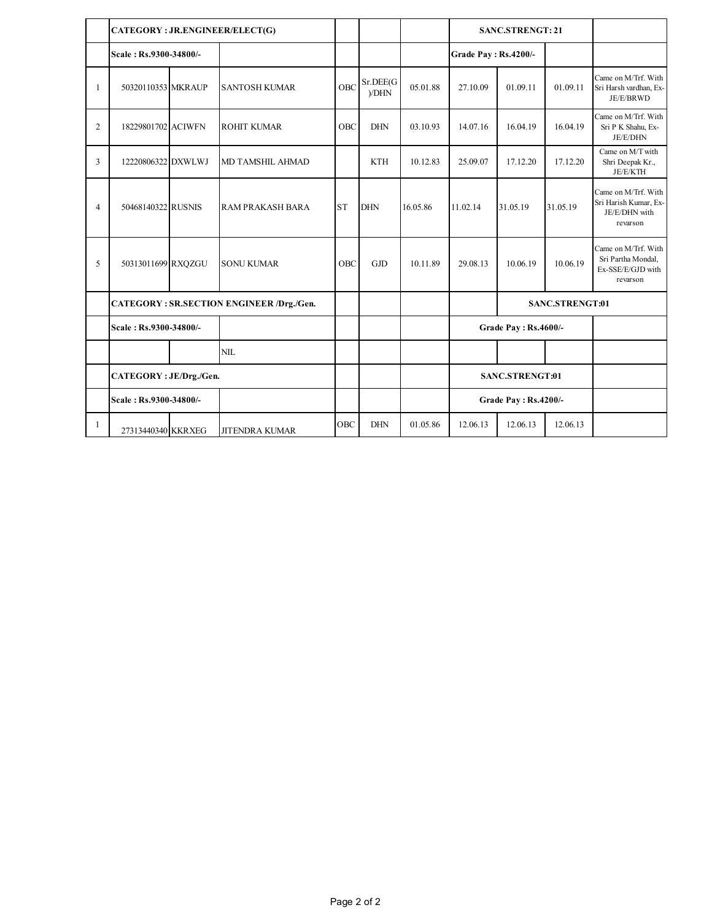| | CATEGORY : JR.ENGINEER/ELECT(G) | | | | | | SANC.STRENGT: 21 | | | |
|---|---|---|---|---|---|---|---|---|---|---|
| | Scale : Rs.9300-34800/- | | | | | | Grade Pay : Rs.4200/- | | | |
| 1 | 50320110353 | MKRAUP | SANTOSH KUMAR | OBC | Sr.DEE(G)/DHN | 05.01.88 | 27.10.09 | 01.09.11 | 01.09.11 | Came on M/Trf. With Sri Harsh vardhan, Ex-JE/E/BRWD |
| 2 | 18229801702 | ACIWFN | ROHIT KUMAR | OBC | DHN | 03.10.93 | 14.07.16 | 16.04.19 | 16.04.19 | Came on M/Trf. With Sri P K Shahu, Ex-JE/E/DHN |
| 3 | 12220806322 | DXWLWJ | MD TAMSHIL AHMAD | | KTH | 10.12.83 | 25.09.07 | 17.12.20 | 17.12.20 | Came on M/T with Shri Deepak Kr., JE/E/KTH |
| 4 | 50468140322 | RUSNIS | RAM PRAKASH BARA | ST | DHN | 16.05.86 | 11.02.14 | 31.05.19 | 31.05.19 | Came on M/Trf. With Sri Harish Kumar, Ex-JE/E/DHN with revarson |
| 5 | 50313011699 | RXQZGU | SONU KUMAR | OBC | GJD | 10.11.89 | 29.08.13 | 10.06.19 | 10.06.19 | Came on M/Trf. With Sri Partha Mondal, Ex-SSE/E/GJD with revarson |
| | CATEGORY : SR.SECTION ENGINEER /Drg./Gen. | | | | | | | SANC.STRENGT:01 | | |
| | Scale : Rs.9300-34800/- | | | | | | Grade Pay : Rs.4600/- | | | |
| | | | NIL | | | | | | | |
| | CATEGORY : JE/Drg./Gen. | | | | | | SANC.STRENGT:01 | | | |
| | Scale : Rs.9300-34800/- | | | | | | Grade Pay : Rs.4200/- | | | |
| 1 | 27313440340 | KKRXEG | JITENDRA KUMAR | OBC | DHN | 01.05.86 | 12.06.13 | 12.06.13 | 12.06.13 | |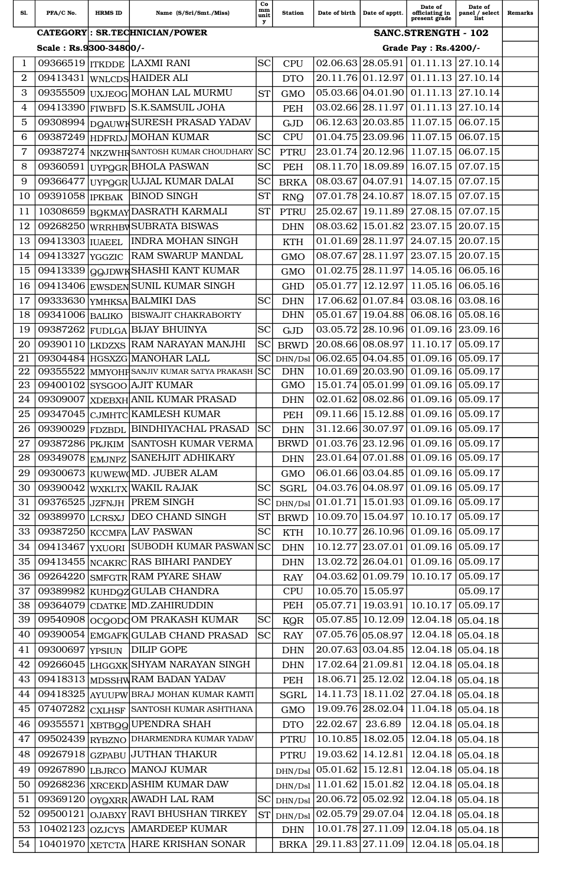| Sl. | PFA/C No. | HRMS ID | Name (S/Sri/Smt./Miss) | Community | Station | Date of birth | Date of apptt. | Date of officiating in present grade | Date of panel / select list | Remarks |
|---|---|---|---|---|---|---|---|---|---|---|
| | **CATEGORY : SR.TECHNICIAN/POWER** | | | | | | **SANC.STRENGTH - 102** | | | |
| | **Scale : Rs.9300-34800/-** | | | | | | **Grade Pay : Rs.4200/-** | | | |
| 1 | 09366519 | ITKDDE | LAXMI RANI | SC | CPU | 02.06.63 | 28.05.91 | 01.11.13 | 27.10.14 | |
| 2 | 09413431 | WNLCDS | HAIDER ALI | | DTO | 20.11.76 | 01.12.97 | 01.11.13 | 27.10.14 | |
| 3 | 09355509 | UXJEOG | MOHAN LAL MURMU | ST | GMO | 05.03.66 | 04.01.90 | 01.11.13 | 27.10.14 | |
| 4 | 09413390 | FIWBFD | S.K.SAMSUIL JOHA | | PEH | 03.02.66 | 28.11.97 | 01.11.13 | 27.10.14 | |
| 5 | 09308994 | DQAUWK | SURESH PRASAD YADAV | | GJD | 06.12.63 | 20.03.85 | 11.07.15 | 06.07.15 | |
| 6 | 09387249 | HDFRDJ | MOHAN KUMAR | SC | CPU | 01.04.75 | 23.09.96 | 11.07.15 | 06.07.15 | |
| 7 | 09387274 | NKZWHR | SANTOSH KUMAR CHOUDHARY | SC | PTRU | 23.01.74 | 20.12.96 | 11.07.15 | 06.07.15 | |
| 8 | 09360591 | UYPQGR | BHOLA PASWAN | SC | PEH | 08.11.70 | 18.09.89 | 16.07.15 | 07.07.15 | |
| 9 | 09366477 | UYPQGR | UJJAL KUMAR DALAI | SC | BRKA | 08.03.67 | 04.07.91 | 14.07.15 | 07.07.15 | |
| 10 | 09391058 | IPKBAK | BINOD SINGH | ST | RNQ | 07.01.78 | 24.10.87 | 18.07.15 | 07.07.15 | |
| 11 | 10308659 | BQKMAY | DASRATH KARMALI | ST | PTRU | 25.02.67 | 19.11.89 | 27.08.15 | 07.07.15 | |
| 12 | 09268250 | WRRHBW | SUBRATA BISWAS | | DHN | 08.03.62 | 15.01.82 | 23.07.15 | 20.07.15 | |
| 13 | 09413303 | IUAEEL | INDRA MOHAN SINGH | | KTH | 01.01.69 | 28.11.97 | 24.07.15 | 20.07.15 | |
| 14 | 09413327 | YGGZIC | RAM SWARUP MANDAL | | GMO | 08.07.67 | 28.11.97 | 23.07.15 | 20.07.15 | |
| 15 | 09413339 | QQJDWK | SHASHI KANT KUMAR | | GMO | 01.02.75 | 28.11.97 | 14.05.16 | 06.05.16 | |
| 16 | 09413406 | EWSDEN | SUNIL KUMAR SINGH | | GHD | 05.01.77 | 12.12.97 | 11.05.16 | 06.05.16 | |
| 17 | 09333630 | YMHKSA | BALMIKI DAS | SC | DHN | 17.06.62 | 01.07.84 | 03.08.16 | 03.08.16 | |
| 18 | 09341006 | BALIKO | BISWAJIT CHAKRABORTY | | DHN | 05.01.67 | 19.04.88 | 06.08.16 | 05.08.16 | |
| 19 | 09387262 | FUDLGA | BIJAY BHUINYA | SC | GJD | 03.05.72 | 28.10.96 | 01.09.16 | 23.09.16 | |
| 20 | 09390110 | LKDZXS | RAM NARAYAN MANJHI | SC | BRWD | 20.08.66 | 08.08.97 | 11.10.17 | 05.09.17 | |
| 21 | 09304484 | HGSXZG | MANOHAR LALL | SC | DHN/Dsl | 06.02.65 | 04.04.85 | 01.09.16 | 05.09.17 | |
| 22 | 09355522 | MMYOHP | SANJIV KUMAR SATYA PRAKASH | SC | DHN | 10.01.69 | 20.03.90 | 01.09.16 | 05.09.17 | |
| 23 | 09400102 | SYSGOO | AJIT KUMAR | | GMO | 15.01.74 | 05.01.99 | 01.09.16 | 05.09.17 | |
| 24 | 09309007 | XDEBXH | ANIL KUMAR PRASAD | | DHN | 02.01.62 | 08.02.86 | 01.09.16 | 05.09.17 | |
| 25 | 09347045 | CJMHTC | KAMLESH KUMAR | | PEH | 09.11.66 | 15.12.88 | 01.09.16 | 05.09.17 | |
| 26 | 09390029 | FDZBDL | BINDHIYACHAL PRASAD | SC | DHN | 31.12.66 | 30.07.97 | 01.09.16 | 05.09.17 | |
| 27 | 09387286 | PKJKIM | SANTOSH KUMAR VERMA | | BRWD | 01.03.76 | 23.12.96 | 01.09.16 | 05.09.17 | |
| 28 | 09349078 | EMJNPZ | SANEHJIT ADHIKARY | | DHN | 23.01.64 | 07.01.88 | 01.09.16 | 05.09.17 | |
| 29 | 09300673 | KUWEWQ | MD. JUBER ALAM | | GMO | 06.01.66 | 03.04.85 | 01.09.16 | 05.09.17 | |
| 30 | 09390042 | WXKLTX | WAKIL RAJAK | SC | SGRL | 04.03.76 | 04.08.97 | 01.09.16 | 05.09.17 | |
| 31 | 09376525 | JZFNJH | PREM SINGH | SC | DHN/Dsl | 01.01.71 | 15.01.93 | 01.09.16 | 05.09.17 | |
| 32 | 09389970 | LCRSXJ | DEO CHAND SINGH | ST | BRWD | 10.09.70 | 15.04.97 | 10.10.17 | 05.09.17 | |
| 33 | 09387250 | KCCMFA | LAV PASWAN | SC | KTH | 10.10.77 | 26.10.96 | 01.09.16 | 05.09.17 | |
| 34 | 09413467 | YXUORI | SUBODH KUMAR PASWAN | SC | DHN | 10.12.77 | 23.07.01 | 01.09.16 | 05.09.17 | |
| 35 | 09413455 | NCAKRC | RAS BIHARI PANDEY | | DHN | 13.02.72 | 26.04.01 | 01.09.16 | 05.09.17 | |
| 36 | 09264220 | SMFGTR | RAM PYARE SHAW | | RAY | 04.03.62 | 01.09.79 | 10.10.17 | 05.09.17 | |
| 37 | 09389982 | KUHDQZ | GULAB CHANDRA | | CPU | 10.05.70 | 15.05.97 | | 05.09.17 | |
| 38 | 09364079 | CDATKE | MD.ZAHIRUDDIN | | PEH | 05.07.71 | 19.03.91 | 10.10.17 | 05.09.17 | |
| 39 | 09540908 | OCQODQ | OM PRAKASH KUMAR | SC | KQR | 05.07.85 | 10.12.09 | 12.04.18 | 05.04.18 | |
| 40 | 09390054 | EMGAFK | GULAB CHAND PRASAD | SC | RAY | 07.05.76 | 05.08.97 | 12.04.18 | 05.04.18 | |
| 41 | 09300697 | YPSIUN | DILIP GOPE | | DHN | 20.07.63 | 03.04.85 | 12.04.18 | 05.04.18 | |
| 42 | 09266045 | LHGGXK | SHYAM NARAYAN SINGH | | DHN | 17.02.64 | 21.09.81 | 12.04.18 | 05.04.18 | |
| 43 | 09418313 | MDSSHW | RAM BADAN YADAV | | PEH | 18.06.71 | 25.12.02 | 12.04.18 | 05.04.18 | |
| 44 | 09418325 | AYUUPW | BRAJ MOHAN KUMAR KAMTI | | SGRL | 14.11.73 | 18.11.02 | 27.04.18 | 05.04.18 | |
| 45 | 07407282 | CXLHSF | SANTOSH KUMAR ASHTHANA | | GMO | 19.09.76 | 28.02.04 | 11.04.18 | 05.04.18 | |
| 46 | 09355571 | XBTBQQ | UPENDRA SHAH | | DTO | 22.02.67 | 23.6.89 | 12.04.18 | 05.04.18 | |
| 47 | 09502439 | RYBZNO | DHARMENDRA KUMAR YADAV | | PTRU | 10.10.85 | 18.02.05 | 12.04.18 | 05.04.18 | |
| 48 | 09267918 | GZPABU | JUTHAN THAKUR | | PTRU | 19.03.62 | 14.12.81 | 12.04.18 | 05.04.18 | |
| 49 | 09267890 | LBJRCO | MANOJ KUMAR | | DHN/Dsl | 05.01.62 | 15.12.81 | 12.04.18 | 05.04.18 | |
| 50 | 09268236 | XRCEKD | ASHIM KUMAR DAW | | DHN/Dsl | 11.01.62 | 15.01.82 | 12.04.18 | 05.04.18 | |
| 51 | 09369120 | OYQXRR | AWADH LAL RAM | SC | DHN/Dsl | 20.06.72 | 05.02.92 | 12.04.18 | 05.04.18 | |
| 52 | 09500121 | OJABXY | RAVI BHUSHAN TIRKEY | ST | DHN/Dsl | 02.05.79 | 29.07.04 | 12.04.18 | 05.04.18 | |
| 53 | 10402123 | OZJCYS | AMARDEEP KUMAR | | DHN | 10.01.78 | 27.11.09 | 12.04.18 | 05.04.18 | |
| 54 | 10401970 | XETCTA | HARE KRISHAN SONAR | | BRKA | 29.11.83 | 27.11.09 | 12.04.18 | 05.04.18 | |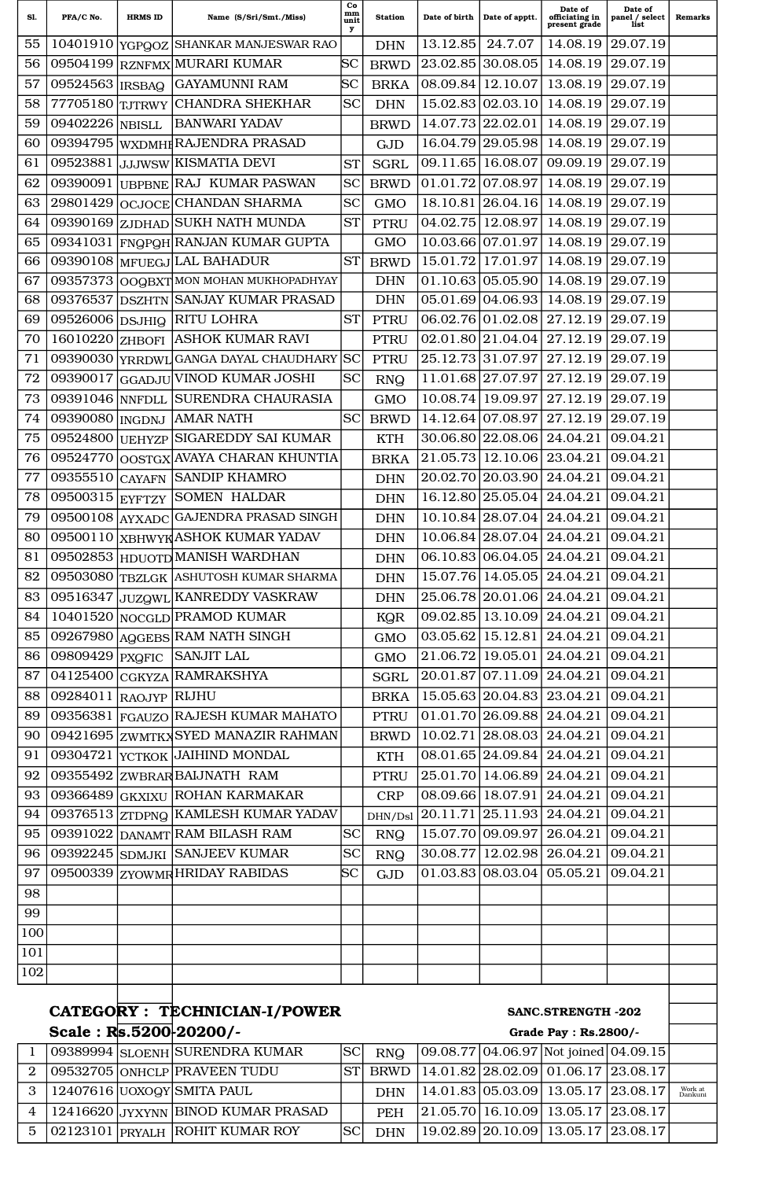| Sl. | PFA/C No. | HRMS ID | Name (S/Sri/Smt./Miss) | Community | Station | Date of birth | Date of apptt. | Date of officiating in present grade | Date of panel / select list | Remarks |
|---|---|---|---|---|---|---|---|---|---|---|
| 55 | 10401910 | YGPQOZ | SHANKAR MANJESWAR RAO | | DHN | 13.12.85 | 24.7.07 | 14.08.19 | 29.07.19 | |
| 56 | 09504199 | RZNFMX | MURARI KUMAR | SC | BRWD | 23.02.85 | 30.08.05 | 14.08.19 | 29.07.19 | |
| 57 | 09524563 | IRSBAQ | GAYAMUNNI RAM | SC | BRKA | 08.09.84 | 12.10.07 | 13.08.19 | 29.07.19 | |
| 58 | 77705180 | TJTRWY | CHANDRA SHEKHAR | SC | DHN | 15.02.83 | 02.03.10 | 14.08.19 | 29.07.19 | |
| 59 | 09402226 | NBISLL | BANWARI YADAV | | BRWD | 14.07.73 | 22.02.01 | 14.08.19 | 29.07.19 | |
| 60 | 09394795 | WXDMHI | RAJENDRA PRASAD | | GJD | 16.04.79 | 29.05.98 | 14.08.19 | 29.07.19 | |
| 61 | 09523881 | JJJWSW | KISMATIA DEVI | ST | SGRL | 09.11.65 | 16.08.07 | 09.09.19 | 29.07.19 | |
| 62 | 09390091 | UBPBNE | RAJ KUMAR PASWAN | SC | BRWD | 01.01.72 | 07.08.97 | 14.08.19 | 29.07.19 | |
| 63 | 29801429 | OCJOCE | CHANDAN SHARMA | SC | GMO | 18.10.81 | 26.04.16 | 14.08.19 | 29.07.19 | |
| 64 | 09390169 | ZJDHAD | SUKH NATH MUNDA | ST | PTRU | 04.02.75 | 12.08.97 | 14.08.19 | 29.07.19 | |
| 65 | 09341031 | FNQPQH | RANJAN KUMAR GUPTA | | GMO | 10.03.66 | 07.01.97 | 14.08.19 | 29.07.19 | |
| 66 | 09390108 | MFUEGJ | LAL BAHADUR | ST | BRWD | 15.01.72 | 17.01.97 | 14.08.19 | 29.07.19 | |
| 67 | 09357373 | OOQBXT | MON MOHAN MUKHOPADHYAY | | DHN | 01.10.63 | 05.05.90 | 14.08.19 | 29.07.19 | |
| 68 | 09376537 | DSZHTN | SANJAY KUMAR PRASAD | | DHN | 05.01.69 | 04.06.93 | 14.08.19 | 29.07.19 | |
| 69 | 09526006 | DSJHIQ | RITU LOHRA | ST | PTRU | 06.02.76 | 01.02.08 | 27.12.19 | 29.07.19 | |
| 70 | 16010220 | ZHBOFI | ASHOK KUMAR RAVI | | PTRU | 02.01.80 | 21.04.04 | 27.12.19 | 29.07.19 | |
| 71 | 09390030 | YRRDWL | GANGA DAYAL CHAUDHARY | SC | PTRU | 25.12.73 | 31.07.97 | 27.12.19 | 29.07.19 | |
| 72 | 09390017 | GGADJU | VINOD KUMAR JOSHI | SC | RNQ | 11.01.68 | 27.07.97 | 27.12.19 | 29.07.19 | |
| 73 | 09391046 | NNFDLL | SURENDRA CHAURASIA | | GMO | 10.08.74 | 19.09.97 | 27.12.19 | 29.07.19 | |
| 74 | 09390080 | INGDNJ | AMAR NATH | SC | BRWD | 14.12.64 | 07.08.97 | 27.12.19 | 29.07.19 | |
| 75 | 09524800 | UEHYZP | SIGAREDDY SAI KUMAR | | KTH | 30.06.80 | 22.08.06 | 24.04.21 | 09.04.21 | |
| 76 | 09524770 | OOSTGX | AVAYA CHARAN KHUNTIA | | BRKA | 21.05.73 | 12.10.06 | 23.04.21 | 09.04.21 | |
| 77 | 09355510 | CAYAFN | SANDIP KHAMRO | | DHN | 20.02.70 | 20.03.90 | 24.04.21 | 09.04.21 | |
| 78 | 09500315 | EYFTZY | SOMEN HALDAR | | DHN | 16.12.80 | 25.05.04 | 24.04.21 | 09.04.21 | |
| 79 | 09500108 | AYXADC | GAJENDRA PRASAD SINGH | | DHN | 10.10.84 | 28.07.04 | 24.04.21 | 09.04.21 | |
| 80 | 09500110 | XBHWYK | ASHOK KUMAR YADAV | | DHN | 10.06.84 | 28.07.04 | 24.04.21 | 09.04.21 | |
| 81 | 09502853 | HDUOTD | MANISH WARDHAN | | DHN | 06.10.83 | 06.04.05 | 24.04.21 | 09.04.21 | |
| 82 | 09503080 | TBZLGK | ASHUTOSH KUMAR SHARMA | | DHN | 15.07.76 | 14.05.05 | 24.04.21 | 09.04.21 | |
| 83 | 09516347 | JUZQWL | KANREDDY VASKRAW | | DHN | 25.06.78 | 20.01.06 | 24.04.21 | 09.04.21 | |
| 84 | 10401520 | NOCGLD | PRAMOD KUMAR | | KQR | 09.02.85 | 13.10.09 | 24.04.21 | 09.04.21 | |
| 85 | 09267980 | AQGEBS | RAM NATH SINGH | | GMO | 03.05.62 | 15.12.81 | 24.04.21 | 09.04.21 | |
| 86 | 09809429 | PXQFIC | SANJIT LAL | | GMO | 21.06.72 | 19.05.01 | 24.04.21 | 09.04.21 | |
| 87 | 04125400 | CGKYZA | RAMRAKSHYA | | SGRL | 20.01.87 | 07.11.09 | 24.04.21 | 09.04.21 | |
| 88 | 09284011 | RAOJYP | RIJHU | | BRKA | 15.05.63 | 20.04.83 | 23.04.21 | 09.04.21 | |
| 89 | 09356381 | FGAUZO | RAJESH KUMAR MAHATO | | PTRU | 01.01.70 | 26.09.88 | 24.04.21 | 09.04.21 | |
| 90 | 09421695 | ZWMTKX | SYED MANAZIR RAHMAN | | BRWD | 10.02.71 | 28.08.03 | 24.04.21 | 09.04.21 | |
| 91 | 09304721 | YCTKOK | JAIHIND MONDAL | | KTH | 08.01.65 | 24.09.84 | 24.04.21 | 09.04.21 | |
| 92 | 09355492 | ZWBRAR | BAIJNATH RAM | | PTRU | 25.01.70 | 14.06.89 | 24.04.21 | 09.04.21 | |
| 93 | 09366489 | GKXIXU | ROHAN KARMAKAR | | CRP | 08.09.66 | 18.07.91 | 24.04.21 | 09.04.21 | |
| 94 | 09376513 | ZTDPNQ | KAMLESH KUMAR YADAV | | DHN/Dsl | 20.11.71 | 25.11.93 | 24.04.21 | 09.04.21 | |
| 95 | 09391022 | DANAMT | RAM BILASH RAM | SC | RNQ | 15.07.70 | 09.09.97 | 26.04.21 | 09.04.21 | |
| 96 | 09392245 | SDMJKI | SANJEEV KUMAR | SC | RNQ | 30.08.77 | 12.02.98 | 26.04.21 | 09.04.21 | |
| 97 | 09500339 | ZYOWMR | HRIDAY RABIDAS | SC | GJD | 01.03.83 | 08.03.04 | 05.05.21 | 09.04.21 | |
| 98 | | | | | | | | | | |
| 99 | | | | | | | | | | |
| 100 | | | | | | | | | | |
| 101 | | | | | | | | | | |
| 102 | | | | | | | | | | |

**CATEGORY : TECHNICIAN-I/POWER** — **SANC.STRENGTH -202**

**Scale : Rs.5200-20200/-** — **Grade Pay : Rs.2800/-**

| Sl. | PFA/C No. | HRMS ID | Name (S/Sri/Smt./Miss) | Community | Station | Date of birth | Date of apptt. | Date of officiating in present grade | Date of panel / select list | Remarks |
|---|---|---|---|---|---|---|---|---|---|---|
| 1 | 09389994 | SLOENH | SURENDRA KUMAR | SC | RNQ | 09.08.77 | 04.06.97 | Not joined | 04.09.15 | |
| 2 | 09532705 | ONHCLP | PRAVEEN TUDU | ST | BRWD | 14.01.82 | 28.02.09 | 01.06.17 | 23.08.17 | |
| 3 | 12407616 | UOXOQY | SMITA PAUL | | DHN | 14.01.83 | 05.03.09 | 13.05.17 | 23.08.17 | Work at Dankuni |
| 4 | 12416620 | JYXYNN | BINOD KUMAR PRASAD | | PEH | 21.05.70 | 16.10.09 | 13.05.17 | 23.08.17 | |
| 5 | 02123101 | PRYALH | ROHIT KUMAR ROY | SC | DHN | 19.02.89 | 20.10.09 | 13.05.17 | 23.08.17 | |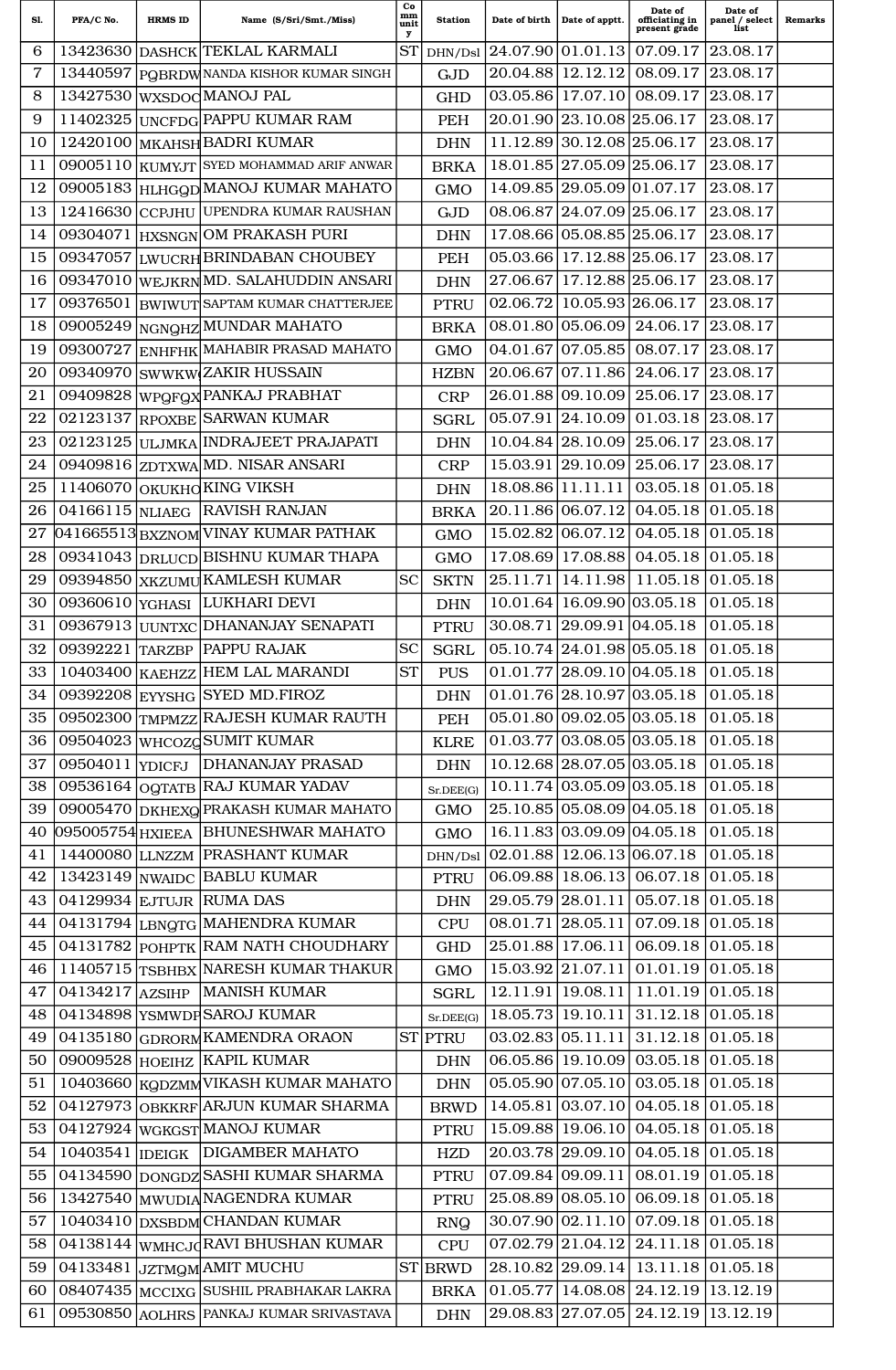| Sl. | PFA/C No. | HRMS ID | Name (S/Sri/Smt./Miss) | Community | Station | Date of birth | Date of apptt. | Date of officiating in present grade | Date of panel / select list | Remarks |
|---|---|---|---|---|---|---|---|---|---|---|
| 6 | 13423630 | DASHCK | TEKLAL KARMALI | ST | DHN/Dsl | 24.07.90 | 01.01.13 | 07.09.17 | 23.08.17 | |
| 7 | 13440597 | PQBRDW | NANDA KISHOR KUMAR SINGH | | GJD | 20.04.88 | 12.12.12 | 08.09.17 | 23.08.17 | |
| 8 | 13427530 | WXSDOC | MANOJ PAL | | GHD | 03.05.86 | 17.07.10 | 08.09.17 | 23.08.17 | |
| 9 | 11402325 | UNCFDG | PAPPU KUMAR RAM | | PEH | 20.01.90 | 23.10.08 | 25.06.17 | 23.08.17 | |
| 10 | 12420100 | MKAHSH | BADRI KUMAR | | DHN | 11.12.89 | 30.12.08 | 25.06.17 | 23.08.17 | |
| 11 | 09005110 | KUMYJT | SYED MOHAMMAD ARIF ANWAR | | BRKA | 18.01.85 | 27.05.09 | 25.06.17 | 23.08.17 | |
| 12 | 09005183 | HLHGQD | MANOJ KUMAR MAHATO | | GMO | 14.09.85 | 29.05.09 | 01.07.17 | 23.08.17 | |
| 13 | 12416630 | CCPJHU | UPENDRA KUMAR RAUSHAN | | GJD | 08.06.87 | 24.07.09 | 25.06.17 | 23.08.17 | |
| 14 | 09304071 | HXSNGN | OM PRAKASH PURI | | DHN | 17.08.66 | 05.08.85 | 25.06.17 | 23.08.17 | |
| 15 | 09347057 | LWUCRH | BRINDABAN CHOUBEY | | PEH | 05.03.66 | 17.12.88 | 25.06.17 | 23.08.17 | |
| 16 | 09347010 | WEJKRN | MD. SALAHUDDIN ANSARI | | DHN | 27.06.67 | 17.12.88 | 25.06.17 | 23.08.17 | |
| 17 | 09376501 | BWIWUT | SAPTAM KUMAR CHATTERJEE | | PTRU | 02.06.72 | 10.05.93 | 26.06.17 | 23.08.17 | |
| 18 | 09005249 | NGNQHZ | MUNDAR MAHATO | | BRKA | 08.01.80 | 05.06.09 | 24.06.17 | 23.08.17 | |
| 19 | 09300727 | ENHFHK | MAHABIR PRASAD MAHATO | | GMO | 04.01.67 | 07.05.85 | 08.07.17 | 23.08.17 | |
| 20 | 09340970 | SWWKW( | ZAKIR HUSSAIN | | HZBN | 20.06.67 | 07.11.86 | 24.06.17 | 23.08.17 | |
| 21 | 09409828 | WPQFQX | PANKAJ PRABHAT | | CRP | 26.01.88 | 09.10.09 | 25.06.17 | 23.08.17 | |
| 22 | 02123137 | RPOXBE | SARWAN KUMAR | | SGRL | 05.07.91 | 24.10.09 | 01.03.18 | 23.08.17 | |
| 23 | 02123125 | ULJMKA | INDRAJEET PRAJAPATI | | DHN | 10.04.84 | 28.10.09 | 25.06.17 | 23.08.17 | |
| 24 | 09409816 | ZDTXWA | MD. NISAR ANSARI | | CRP | 15.03.91 | 29.10.09 | 25.06.17 | 23.08.17 | |
| 25 | 11406070 | OKUKHO | KING VIKSH | | DHN | 18.08.86 | 11.11.11 | 03.05.18 | 01.05.18 | |
| 26 | 04166115 | NLIAEG | RAVISH RANJAN | | BRKA | 20.11.86 | 06.07.12 | 04.05.18 | 01.05.18 | |
| 27 | 041665513 | BXZNOM | VINAY KUMAR PATHAK | | GMO | 15.02.82 | 06.07.12 | 04.05.18 | 01.05.18 | |
| 28 | 09341043 | DRLUCD | BISHNU KUMAR THAPA | | GMO | 17.08.69 | 17.08.88 | 04.05.18 | 01.05.18 | |
| 29 | 09394850 | XKZUMU | KAMLESH KUMAR | SC | SKTN | 25.11.71 | 14.11.98 | 11.05.18 | 01.05.18 | |
| 30 | 09360610 | YGHASI | LUKHARI DEVI | | DHN | 10.01.64 | 16.09.90 | 03.05.18 | 01.05.18 | |
| 31 | 09367913 | UUNTXC | DHANANJAY SENAPATI | | PTRU | 30.08.71 | 29.09.91 | 04.05.18 | 01.05.18 | |
| 32 | 09392221 | TARZBP | PAPPU RAJAK | SC | SGRL | 05.10.74 | 24.01.98 | 05.05.18 | 01.05.18 | |
| 33 | 10403400 | KAEHZZ | HEM LAL MARANDI | ST | PUS | 01.01.77 | 28.09.10 | 04.05.18 | 01.05.18 | |
| 34 | 09392208 | EYYSHG | SYED MD.FIROZ | | DHN | 01.01.76 | 28.10.97 | 03.05.18 | 01.05.18 | |
| 35 | 09502300 | TMPMZZ | RAJESH KUMAR RAUTH | | PEH | 05.01.80 | 09.02.05 | 03.05.18 | 01.05.18 | |
| 36 | 09504023 | WHCOZQ | SUMIT KUMAR | | KLRE | 01.03.77 | 03.08.05 | 03.05.18 | 01.05.18 | |
| 37 | 09504011 | YDICFJ | DHANANJAY PRASAD | | DHN | 10.12.68 | 28.07.05 | 03.05.18 | 01.05.18 | |
| 38 | 09536164 | OQTATB | RAJ KUMAR YADAV | | Sr.DEE(G) | 10.11.74 | 03.05.09 | 03.05.18 | 01.05.18 | |
| 39 | 09005470 | DKHEXQ | PRAKASH KUMAR MAHATO | | GMO | 25.10.85 | 05.08.09 | 04.05.18 | 01.05.18 | |
| 40 | 095005754 | HXIEEA | BHUNESHWAR MAHATO | | GMO | 16.11.83 | 03.09.09 | 04.05.18 | 01.05.18 | |
| 41 | 14400080 | LLNZZM | PRASHANT KUMAR | | DHN/Dsl | 02.01.88 | 12.06.13 | 06.07.18 | 01.05.18 | |
| 42 | 13423149 | NWAIDC | BABLU KUMAR | | PTRU | 06.09.88 | 18.06.13 | 06.07.18 | 01.05.18 | |
| 43 | 04129934 | EJTUJR | RUMA DAS | | DHN | 29.05.79 | 28.01.11 | 05.07.18 | 01.05.18 | |
| 44 | 04131794 | LBNQTG | MAHENDRA KUMAR | | CPU | 08.01.71 | 28.05.11 | 07.09.18 | 01.05.18 | |
| 45 | 04131782 | POHPTK | RAM NATH CHOUDHARY | | GHD | 25.01.88 | 17.06.11 | 06.09.18 | 01.05.18 | |
| 46 | 11405715 | TSBHBX | NARESH KUMAR THAKUR | | GMO | 15.03.92 | 21.07.11 | 01.01.19 | 01.05.18 | |
| 47 | 04134217 | AZSIHP | MANISH KUMAR | | SGRL | 12.11.91 | 19.08.11 | 11.01.19 | 01.05.18 | |
| 48 | 04134898 | YSMWDP | SAROJ KUMAR | | Sr.DEE(G) | 18.05.73 | 19.10.11 | 31.12.18 | 01.05.18 | |
| 49 | 04135180 | GDRORM | KAMENDRA ORAON | ST | PTRU | 03.02.83 | 05.11.11 | 31.12.18 | 01.05.18 | |
| 50 | 09009528 | HOEIHZ | KAPIL KUMAR | | DHN | 06.05.86 | 19.10.09 | 03.05.18 | 01.05.18 | |
| 51 | 10403660 | KQDZMM | VIKASH KUMAR MAHATO | | DHN | 05.05.90 | 07.05.10 | 03.05.18 | 01.05.18 | |
| 52 | 04127973 | OBKKRF | ARJUN KUMAR SHARMA | | BRWD | 14.05.81 | 03.07.10 | 04.05.18 | 01.05.18 | |
| 53 | 04127924 | WGKGST | MANOJ KUMAR | | PTRU | 15.09.88 | 19.06.10 | 04.05.18 | 01.05.18 | |
| 54 | 10403541 | IDEIGK | DIGAMBER MAHATO | | HZD | 20.03.78 | 29.09.10 | 04.05.18 | 01.05.18 | |
| 55 | 04134590 | DONGDZ | SASHI KUMAR SHARMA | | PTRU | 07.09.84 | 09.09.11 | 08.01.19 | 01.05.18 | |
| 56 | 13427540 | MWUDIA | NAGENDRA KUMAR | | PTRU | 25.08.89 | 08.05.10 | 06.09.18 | 01.05.18 | |
| 57 | 10403410 | DXSBDM | CHANDAN KUMAR | | RNQ | 30.07.90 | 02.11.10 | 07.09.18 | 01.05.18 | |
| 58 | 04138144 | WMHCJC | RAVI BHUSHAN KUMAR | | CPU | 07.02.79 | 21.04.12 | 24.11.18 | 01.05.18 | |
| 59 | 04133481 | JZTMQM | AMIT MUCHU | ST | BRWD | 28.10.82 | 29.09.14 | 13.11.18 | 01.05.18 | |
| 60 | 08407435 | MCCIXG | SUSHIL PRABHAKAR LAKRA | | BRKA | 01.05.77 | 14.08.08 | 24.12.19 | 13.12.19 | |
| 61 | 09530850 | AOLHRS | PANKAJ KUMAR SRIVASTAVA | | DHN | 29.08.83 | 27.07.05 | 24.12.19 | 13.12.19 | |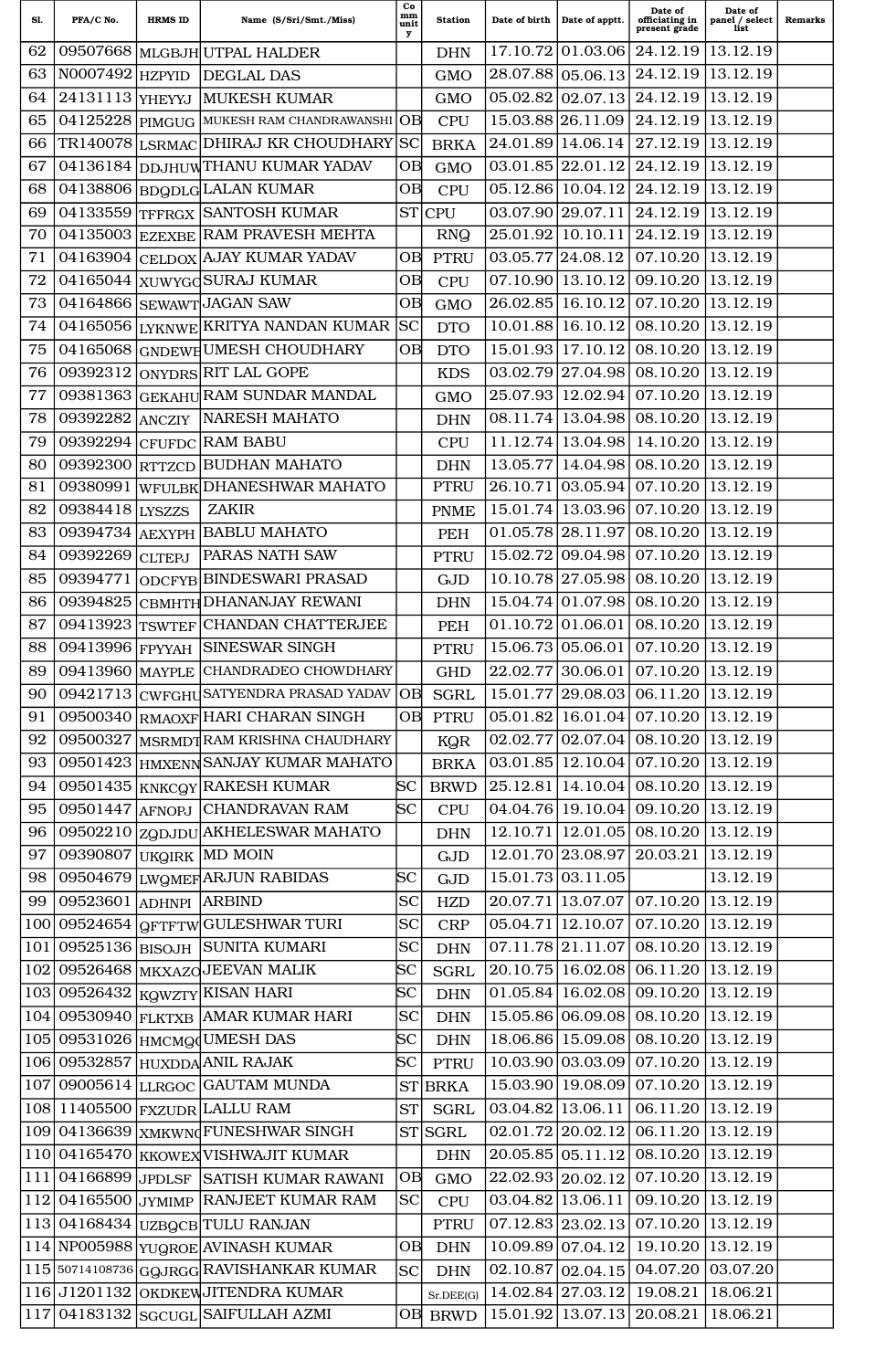| Sl. | PFA/C No. | HRMS ID | Name (S/Sri/Smt./Miss) | Community | Station | Date of birth | Date of apptt. | Date of officiating in present grade | Date of panel / select list | Remarks |
|---|---|---|---|---|---|---|---|---|---|---|
| 62 | 09507668 | MLGBJH | UTPAL HALDER | | DHN | 17.10.72 | 01.03.06 | 24.12.19 | 13.12.19 | |
| 63 | N0007492 | HZPYID | DEGLAL DAS | | GMO | 28.07.88 | 05.06.13 | 24.12.19 | 13.12.19 | |
| 64 | 24131113 | YHEYYJ | MUKESH KUMAR | | GMO | 05.02.82 | 02.07.13 | 24.12.19 | 13.12.19 | |
| 65 | 04125228 | PIMGUG | MUKESH RAM CHANDRAWANSHI | OB | CPU | 15.03.88 | 26.11.09 | 24.12.19 | 13.12.19 | |
| 66 | TR140078 | LSRMAC | DHIRAJ KR CHOUDHARY | SC | BRKA | 24.01.89 | 14.06.14 | 27.12.19 | 13.12.19 | |
| 67 | 04136184 | DDJHUW | THANU KUMAR YADAV | OB | GMO | 03.01.85 | 22.01.12 | 24.12.19 | 13.12.19 | |
| 68 | 04138806 | BDQDLG | LALAN KUMAR | OB | CPU | 05.12.86 | 10.04.12 | 24.12.19 | 13.12.19 | |
| 69 | 04133559 | TFFRGX | SANTOSH KUMAR | ST | CPU | 03.07.90 | 29.07.11 | 24.12.19 | 13.12.19 | |
| 70 | 04135003 | EZEXBE | RAM PRAVESH MEHTA | | RNQ | 25.01.92 | 10.10.11 | 24.12.19 | 13.12.19 | |
| 71 | 04163904 | CELDOX | AJAY KUMAR YADAV | OB | PTRU | 03.05.77 | 24.08.12 | 07.10.20 | 13.12.19 | |
| 72 | 04165044 | XUWYGC | SURAJ KUMAR | OB | CPU | 07.10.90 | 13.10.12 | 09.10.20 | 13.12.19 | |
| 73 | 04164866 | SEWAWT | JAGAN SAW | OB | GMO | 26.02.85 | 16.10.12 | 07.10.20 | 13.12.19 | |
| 74 | 04165056 | LYKNWE | KRITYA NANDAN KUMAR | SC | DTO | 10.01.88 | 16.10.12 | 08.10.20 | 13.12.19 | |
| 75 | 04165068 | GNDEWE | UMESH CHOUDHARY | OB | DTO | 15.01.93 | 17.10.12 | 08.10.20 | 13.12.19 | |
| 76 | 09392312 | ONYDRS | RIT LAL GOPE | | KDS | 03.02.79 | 27.04.98 | 08.10.20 | 13.12.19 | |
| 77 | 09381363 | GEKAHU | RAM SUNDAR MANDAL | | GMO | 25.07.93 | 12.02.94 | 07.10.20 | 13.12.19 | |
| 78 | 09392282 | ANCZIY | NARESH MAHATO | | DHN | 08.11.74 | 13.04.98 | 08.10.20 | 13.12.19 | |
| 79 | 09392294 | CFUFDC | RAM BABU | | CPU | 11.12.74 | 13.04.98 | 14.10.20 | 13.12.19 | |
| 80 | 09392300 | RTTZCD | BUDHAN MAHATO | | DHN | 13.05.77 | 14.04.98 | 08.10.20 | 13.12.19 | |
| 81 | 09380991 | WFULBK | DHANESHWAR MAHATO | | PTRU | 26.10.71 | 03.05.94 | 07.10.20 | 13.12.19 | |
| 82 | 09384418 | LYSZZS | ZAKIR | | PNME | 15.01.74 | 13.03.96 | 07.10.20 | 13.12.19 | |
| 83 | 09394734 | AEXYPH | BABLU MAHATO | | PEH | 01.05.78 | 28.11.97 | 08.10.20 | 13.12.19 | |
| 84 | 09392269 | CLTEPJ | PARAS NATH SAW | | PTRU | 15.02.72 | 09.04.98 | 07.10.20 | 13.12.19 | |
| 85 | 09394771 | ODCFYB | BINDESWARI PRASAD | | GJD | 10.10.78 | 27.05.98 | 08.10.20 | 13.12.19 | |
| 86 | 09394825 | CBMHTH | DHANANJAY REWANI | | DHN | 15.04.74 | 01.07.98 | 08.10.20 | 13.12.19 | |
| 87 | 09413923 | TSWTEF | CHANDAN CHATTERJEE | | PEH | 01.10.72 | 01.06.01 | 08.10.20 | 13.12.19 | |
| 88 | 09413996 | FPYYAH | SINESWAR SINGH | | PTRU | 15.06.73 | 05.06.01 | 07.10.20 | 13.12.19 | |
| 89 | 09413960 | MAYPLE | CHANDRADEO CHOWDHARY | | GHD | 22.02.77 | 30.06.01 | 07.10.20 | 13.12.19 | |
| 90 | 09421713 | CWFGHU | SATYENDRA PRASAD YADAV | OB | SGRL | 15.01.77 | 29.08.03 | 06.11.20 | 13.12.19 | |
| 91 | 09500340 | RMAOXF | HARI CHARAN SINGH | OB | PTRU | 05.01.82 | 16.01.04 | 07.10.20 | 13.12.19 | |
| 92 | 09500327 | MSRMDT | RAM KRISHNA CHAUDHARY | | KQR | 02.02.77 | 02.07.04 | 08.10.20 | 13.12.19 | |
| 93 | 09501423 | HMXENN | SANJAY KUMAR MAHATO | | BRKA | 03.01.85 | 12.10.04 | 07.10.20 | 13.12.19 | |
| 94 | 09501435 | KNKCQY | RAKESH KUMAR | SC | BRWD | 25.12.81 | 14.10.04 | 08.10.20 | 13.12.19 | |
| 95 | 09501447 | AFNOPJ | CHANDRAVAN RAM | SC | CPU | 04.04.76 | 19.10.04 | 09.10.20 | 13.12.19 | |
| 96 | 09502210 | ZQDJDU | AKHELESWAR MAHATO | | DHN | 12.10.71 | 12.01.05 | 08.10.20 | 13.12.19 | |
| 97 | 09390807 | UKQIRK | MD MOIN | | GJD | 12.01.70 | 23.08.97 | 20.03.21 | 13.12.19 | |
| 98 | 09504679 | LWQMEF | ARJUN RABIDAS | SC | GJD | 15.01.73 | 03.11.05 | | 13.12.19 | |
| 99 | 09523601 | ADHNPI | ARBIND | SC | HZD | 20.07.71 | 13.07.07 | 07.10.20 | 13.12.19 | |
| 100 | 09524654 | QFTFTW | GULESHWAR TURI | SC | CRP | 05.04.71 | 12.10.07 | 07.10.20 | 13.12.19 | |
| 101 | 09525136 | BISOJH | SUNITA KUMARI | SC | DHN | 07.11.78 | 21.11.07 | 08.10.20 | 13.12.19 | |
| 102 | 09526468 | MKXAZO | JEEVAN MALIK | SC | SGRL | 20.10.75 | 16.02.08 | 06.11.20 | 13.12.19 | |
| 103 | 09526432 | KQWZTY | KISAN HARI | SC | DHN | 01.05.84 | 16.02.08 | 09.10.20 | 13.12.19 | |
| 104 | 09530940 | FLKTXB | AMAR KUMAR HARI | SC | DHN | 15.05.86 | 06.09.08 | 08.10.20 | 13.12.19 | |
| 105 | 09531026 | HMCMQC | UMESH DAS | SC | DHN | 18.06.86 | 15.09.08 | 08.10.20 | 13.12.19 | |
| 106 | 09532857 | HUXDDA | ANIL RAJAK | SC | PTRU | 10.03.90 | 03.03.09 | 07.10.20 | 13.12.19 | |
| 107 | 09005614 | LLRGOC | GAUTAM MUNDA | ST | BRKA | 15.03.90 | 19.08.09 | 07.10.20 | 13.12.19 | |
| 108 | 11405500 | FXZUDR | LALLU RAM | ST | SGRL | 03.04.82 | 13.06.11 | 06.11.20 | 13.12.19 | |
| 109 | 04136639 | XMKWNC | FUNESHWAR SINGH | ST | SGRL | 02.01.72 | 20.02.12 | 06.11.20 | 13.12.19 | |
| 110 | 04165470 | KKOWEX | VISHWAJIT KUMAR | | DHN | 20.05.85 | 05.11.12 | 08.10.20 | 13.12.19 | |
| 111 | 04166899 | JPDLSF | SATISH KUMAR RAWANI | OB | GMO | 22.02.93 | 20.02.12 | 07.10.20 | 13.12.19 | |
| 112 | 04165500 | JYMIMP | RANJEET KUMAR RAM | SC | CPU | 03.04.82 | 13.06.11 | 09.10.20 | 13.12.19 | |
| 113 | 04168434 | UZBQCB | TULU RANJAN | | PTRU | 07.12.83 | 23.02.13 | 07.10.20 | 13.12.19 | |
| 114 | NP005988 | YUQROE | AVINASH KUMAR | OB | DHN | 10.09.89 | 07.04.12 | 19.10.20 | 13.12.19 | |
| 115 | 50714108736 | GQJRGG | RAVISHANKAR KUMAR | SC | DHN | 02.10.87 | 02.04.15 | 04.07.20 | 03.07.20 | |
| 116 | J1201132 | OKDKEW | JITENDRA KUMAR | | Sr.DEE(G) | 14.02.84 | 27.03.12 | 19.08.21 | 18.06.21 | |
| 117 | 04183132 | SGCUGL | SAIFULLAH AZMI | OB | BRWD | 15.01.92 | 13.07.13 | 20.08.21 | 18.06.21 | |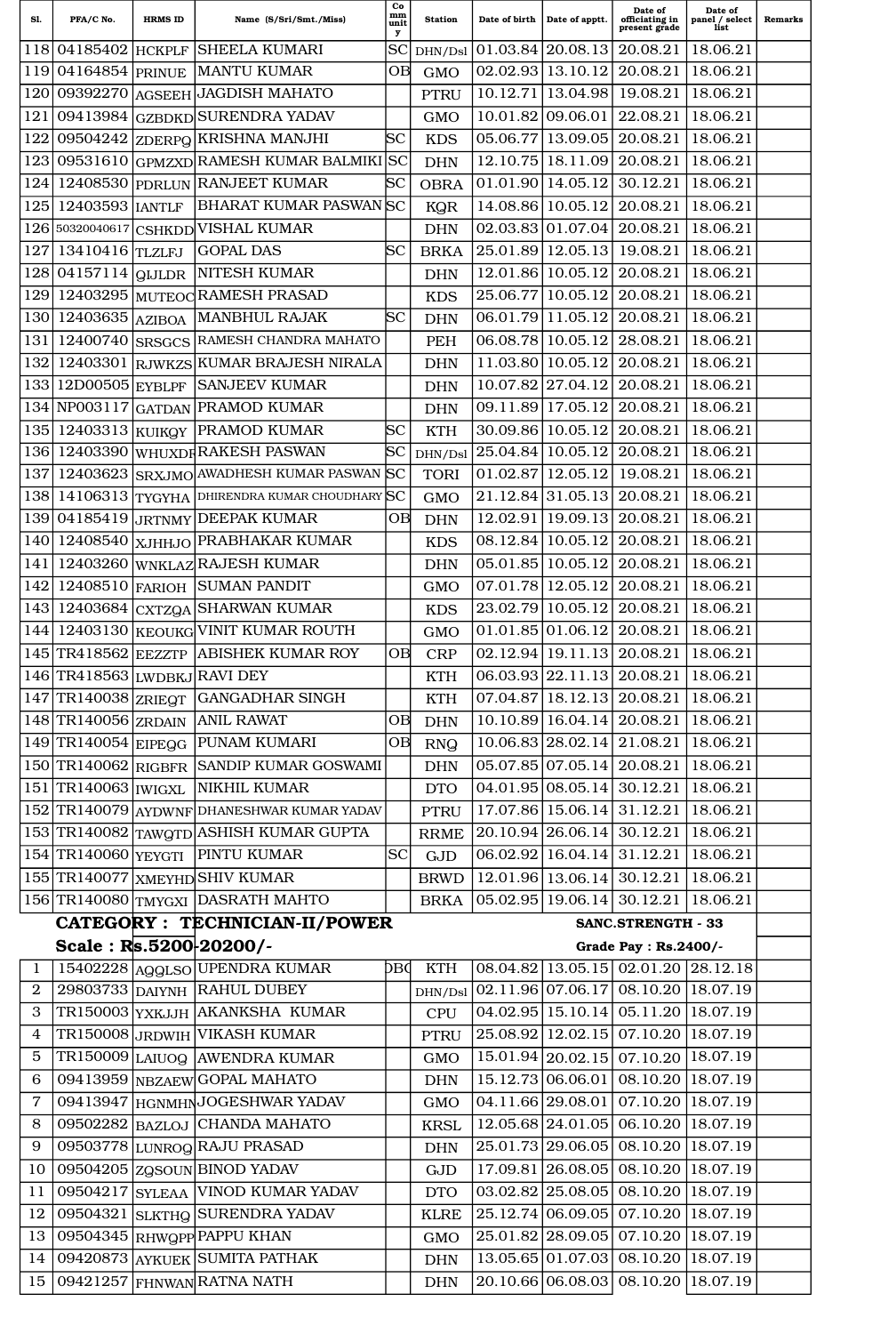| Sl. | PFA/C No. | HRMS ID | Name (S/Sri/Smt./Miss) | Community | Station | Date of birth | Date of apptt. | Date of officiating in present grade | Date of panel / select list | Remarks |
|---|---|---|---|---|---|---|---|---|---|---|
| 118 | 04185402 | HCKPLF | SHEELA KUMARI | SC | DHN/Dsl | 01.03.84 | 20.08.13 | 20.08.21 | 18.06.21 | |
| 119 | 04164854 | PRINUE | MANTU KUMAR | OB | GMO | 02.02.93 | 13.10.12 | 20.08.21 | 18.06.21 | |
| 120 | 09392270 | AGSEEH | JAGDISH MAHATO | | PTRU | 10.12.71 | 13.04.98 | 19.08.21 | 18.06.21 | |
| 121 | 09413984 | GZBDKD | SURENDRA YADAV | | GMO | 10.01.82 | 09.06.01 | 22.08.21 | 18.06.21 | |
| 122 | 09504242 | ZDERPQ | KRISHNA MANJHI | SC | KDS | 05.06.77 | 13.09.05 | 20.08.21 | 18.06.21 | |
| 123 | 09531610 | GPMZXD | RAMESH KUMAR BALMIKI | SC | DHN | 12.10.75 | 18.11.09 | 20.08.21 | 18.06.21 | |
| 124 | 12408530 | PDRLUN | RANJEET KUMAR | SC | OBRA | 01.01.90 | 14.05.12 | 30.12.21 | 18.06.21 | |
| 125 | 12403593 | IANTLF | BHARAT KUMAR PASWAN | SC | KQR | 14.08.86 | 10.05.12 | 20.08.21 | 18.06.21 | |
| 126 | 50320040617 | CSHKDD | VISHAL KUMAR | | DHN | 02.03.83 | 01.07.04 | 20.08.21 | 18.06.21 | |
| 127 | 13410416 | TLZLFJ | GOPAL DAS | SC | BRKA | 25.01.89 | 12.05.13 | 19.08.21 | 18.06.21 | |
| 128 | 04157114 | QIJLDR | NITESH KUMAR | | DHN | 12.01.86 | 10.05.12 | 20.08.21 | 18.06.21 | |
| 129 | 12403295 | MUTEOC | RAMESH PRASAD | | KDS | 25.06.77 | 10.05.12 | 20.08.21 | 18.06.21 | |
| 130 | 12403635 | AZIBOA | MANBHUL RAJAK | SC | DHN | 06.01.79 | 11.05.12 | 20.08.21 | 18.06.21 | |
| 131 | 12400740 | SRSGCS | RAMESH CHANDRA MAHATO | | PEH | 06.08.78 | 10.05.12 | 28.08.21 | 18.06.21 | |
| 132 | 12403301 | RJWKZS | KUMAR BRAJESH NIRALA | | DHN | 11.03.80 | 10.05.12 | 20.08.21 | 18.06.21 | |
| 133 | 12D00505 | EYBLPF | SANJEEV KUMAR | | DHN | 10.07.82 | 27.04.12 | 20.08.21 | 18.06.21 | |
| 134 | NP003117 | GATDAN | PRAMOD KUMAR | | DHN | 09.11.89 | 17.05.12 | 20.08.21 | 18.06.21 | |
| 135 | 12403313 | KUIKQY | PRAMOD KUMAR | SC | KTH | 30.09.86 | 10.05.12 | 20.08.21 | 18.06.21 | |
| 136 | 12403390 | WHUXDF | RAKESH PASWAN | SC | DHN/Dsl | 25.04.84 | 10.05.12 | 20.08.21 | 18.06.21 | |
| 137 | 12403623 | SRXJMO | AWADHESH KUMAR PASWAN | SC | TORI | 01.02.87 | 12.05.12 | 19.08.21 | 18.06.21 | |
| 138 | 14106313 | TYGYHA | DHIRENDRA KUMAR CHOUDHARY | SC | GMO | 21.12.84 | 31.05.13 | 20.08.21 | 18.06.21 | |
| 139 | 04185419 | JRTNMY | DEEPAK KUMAR | OB | DHN | 12.02.91 | 19.09.13 | 20.08.21 | 18.06.21 | |
| 140 | 12408540 | XJHHJO | PRABHAKAR KUMAR | | KDS | 08.12.84 | 10.05.12 | 20.08.21 | 18.06.21 | |
| 141 | 12403260 | WNKLAZ | RAJESH KUMAR | | DHN | 05.01.85 | 10.05.12 | 20.08.21 | 18.06.21 | |
| 142 | 12408510 | FARIOH | SUMAN PANDIT | | GMO | 07.01.78 | 12.05.12 | 20.08.21 | 18.06.21 | |
| 143 | 12403684 | CXTZQA | SHARWAN KUMAR | | KDS | 23.02.79 | 10.05.12 | 20.08.21 | 18.06.21 | |
| 144 | 12403130 | KEOUKG | VINIT KUMAR ROUTH | | GMO | 01.01.85 | 01.06.12 | 20.08.21 | 18.06.21 | |
| 145 | TR418562 | EEZZTP | ABISHEK KUMAR ROY | OB | CRP | 02.12.94 | 19.11.13 | 20.08.21 | 18.06.21 | |
| 146 | TR418563 | LWDBKJ | RAVI DEY | | KTH | 06.03.93 | 22.11.13 | 20.08.21 | 18.06.21 | |
| 147 | TR140038 | ZRIEQT | GANGADHAR SINGH | | KTH | 07.04.87 | 18.12.13 | 20.08.21 | 18.06.21 | |
| 148 | TR140056 | ZRDAIN | ANIL RAWAT | OB | DHN | 10.10.89 | 16.04.14 | 20.08.21 | 18.06.21 | |
| 149 | TR140054 | EIPEQG | PUNAM KUMARI | OB | RNQ | 10.06.83 | 28.02.14 | 21.08.21 | 18.06.21 | |
| 150 | TR140062 | RIGBFR | SANDIP KUMAR GOSWAMI | | DHN | 05.07.85 | 07.05.14 | 20.08.21 | 18.06.21 | |
| 151 | TR140063 | IWIGXL | NIKHIL KUMAR | | DTO | 04.01.95 | 08.05.14 | 30.12.21 | 18.06.21 | |
| 152 | TR140079 | AYDWNF | DHANESHWAR KUMAR YADAV | | PTRU | 17.07.86 | 15.06.14 | 31.12.21 | 18.06.21 | |
| 153 | TR140082 | TAWQTD | ASHISH KUMAR GUPTA | | RRME | 20.10.94 | 26.06.14 | 30.12.21 | 18.06.21 | |
| 154 | TR140060 | YEYGTI | PINTU KUMAR | SC | GJD | 06.02.92 | 16.04.14 | 31.12.21 | 18.06.21 | |
| 155 | TR140077 | XMEYHD | SHIV KUMAR | | BRWD | 12.01.96 | 13.06.14 | 30.12.21 | 18.06.21 | |
| 156 | TR140080 | TMYGXI | DASRATH MAHTO | | BRKA | 05.02.95 | 19.06.14 | 30.12.21 | 18.06.21 | |

**CATEGORY : TECHNICIAN-II/POWER** SANC.STRENGTH - 33

**Scale : Rs.5200-20200/-** Grade Pay : Rs.2400/-

| Sl. | PFA/C No. | HRMS ID | Name (S/Sri/Smt./Miss) | Community | Station | Date of birth | Date of apptt. | Date of officiating in present grade | Date of panel / select list | Remarks |
|---|---|---|---|---|---|---|---|---|---|---|
| 1 | 15402228 | AQQLSO | UPENDRA KUMAR | OBC | KTH | 08.04.82 | 13.05.15 | 02.01.20 | 28.12.18 | |
| 2 | 29803733 | DAIYNH | RAHUL DUBEY | | DHN/Dsl | 02.11.96 | 07.06.17 | 08.10.20 | 18.07.19 | |
| 3 | TR150003 | YXKJJH | AKANKSHA KUMAR | | CPU | 04.02.95 | 15.10.14 | 05.11.20 | 18.07.19 | |
| 4 | TR150008 | JRDWIH | VIKASH KUMAR | | PTRU | 25.08.92 | 12.02.15 | 07.10.20 | 18.07.19 | |
| 5 | TR150009 | LAIUOQ | AWENDRA KUMAR | | GMO | 15.01.94 | 20.02.15 | 07.10.20 | 18.07.19 | |
| 6 | 09413959 | NBZAEW | GOPAL MAHATO | | DHN | 15.12.73 | 06.06.01 | 08.10.20 | 18.07.19 | |
| 7 | 09413947 | HGNMHN | JOGESHWAR YADAV | | GMO | 04.11.66 | 29.08.01 | 07.10.20 | 18.07.19 | |
| 8 | 09502282 | BAZLOJ | CHANDA MAHATO | | KRSL | 12.05.68 | 24.01.05 | 06.10.20 | 18.07.19 | |
| 9 | 09503778 | LUNROQ | RAJU PRASAD | | DHN | 25.01.73 | 29.06.05 | 08.10.20 | 18.07.19 | |
| 10 | 09504205 | ZQSOUN | BINOD YADAV | | GJD | 17.09.81 | 26.08.05 | 08.10.20 | 18.07.19 | |
| 11 | 09504217 | SYLEAA | VINOD KUMAR YADAV | | DTO | 03.02.82 | 25.08.05 | 08.10.20 | 18.07.19 | |
| 12 | 09504321 | SLKTHQ | SURENDRA YADAV | | KLRE | 25.12.74 | 06.09.05 | 07.10.20 | 18.07.19 | |
| 13 | 09504345 | RHWQPP | PAPPU KHAN | | GMO | 25.01.82 | 28.09.05 | 07.10.20 | 18.07.19 | |
| 14 | 09420873 | AYKUEK | SUMITA PATHAK | | DHN | 13.05.65 | 01.07.03 | 08.10.20 | 18.07.19 | |
| 15 | 09421257 | FHNWAN | RATNA NATH | | DHN | 20.10.66 | 06.08.03 | 08.10.20 | 18.07.19 | |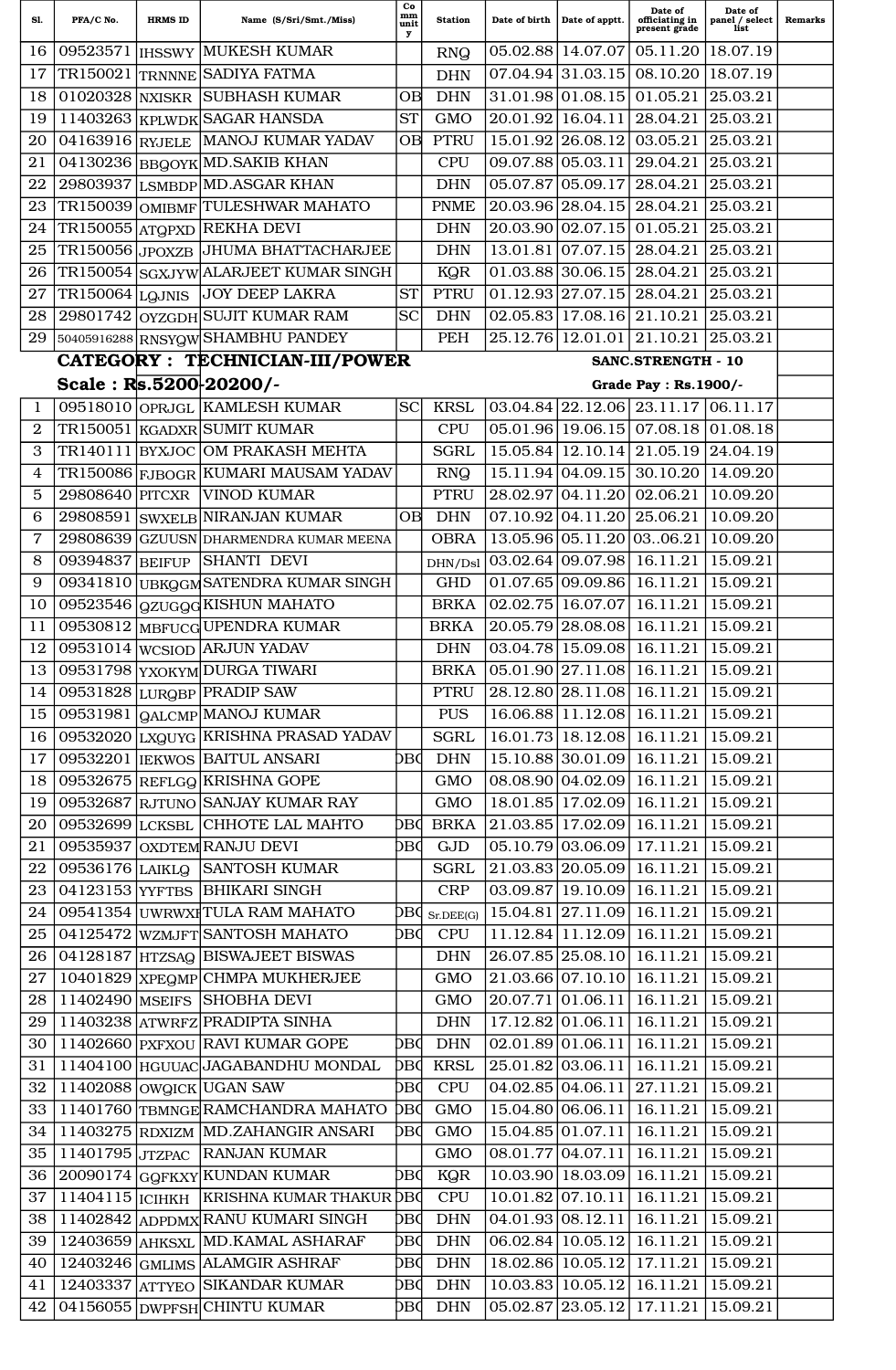| Sl. | PFA/C No. | HRMS ID | Name (S/Sri/Smt./Miss) | Community | Station | Date of birth | Date of apptt. | Date of officiating in present grade | Date of panel / select list | Remarks |
|---|---|---|---|---|---|---|---|---|---|---|
| 16 | 09523571 | IHSSWY | MUKESH KUMAR | | RNQ | 05.02.88 | 14.07.07 | 05.11.20 | 18.07.19 | |
| 17 | TR150021 | TRNNNE | SADIYA FATMA | | DHN | 07.04.94 | 31.03.15 | 08.10.20 | 18.07.19 | |
| 18 | 01020328 | NXISKR | SUBHASH KUMAR | OB | DHN | 31.01.98 | 01.08.15 | 01.05.21 | 25.03.21 | |
| 19 | 11403263 | KPLWDK | SAGAR HANSDA | ST | GMO | 20.01.92 | 16.04.11 | 28.04.21 | 25.03.21 | |
| 20 | 04163916 | RYJELE | MANOJ KUMAR YADAV | OB | PTRU | 15.01.92 | 26.08.12 | 03.05.21 | 25.03.21 | |
| 21 | 04130236 | BBQOYK | MD.SAKIB KHAN | | CPU | 09.07.88 | 05.03.11 | 29.04.21 | 25.03.21 | |
| 22 | 29803937 | LSMBDP | MD.ASGAR KHAN | | DHN | 05.07.87 | 05.09.17 | 28.04.21 | 25.03.21 | |
| 23 | TR150039 | OMIBMF | TULESHWAR MAHATO | | PNME | 20.03.96 | 28.04.15 | 28.04.21 | 25.03.21 | |
| 24 | TR150055 | ATQPXD | REKHA DEVI | | DHN | 20.03.90 | 02.07.15 | 01.05.21 | 25.03.21 | |
| 25 | TR150056 | JPOXZB | JHUMA BHATTACHARJEE | | DHN | 13.01.81 | 07.07.15 | 28.04.21 | 25.03.21 | |
| 26 | TR150054 | SGXJYW | ALARJEET KUMAR SINGH | | KQR | 01.03.88 | 30.06.15 | 28.04.21 | 25.03.21 | |
| 27 | TR150064 | LQJNIS | JOY DEEP LAKRA | ST | PTRU | 01.12.93 | 27.07.15 | 28.04.21 | 25.03.21 | |
| 28 | 29801742 | OYZGDH | SUJIT KUMAR RAM | SC | DHN | 02.05.83 | 17.08.16 | 21.10.21 | 25.03.21 | |
| 29 | 50405916288 | RNSYQW | SHAMBHU PANDEY | | PEH | 25.12.76 | 12.01.01 | 21.10.21 | 25.03.21 | |
| | **CATEGORY : TECHNICIAN-III/POWER** | | | | | | **SANC.STRENGTH - 10** | | | |
| | **Scale : Rs.5200-20200/-** | | | | | | **Grade Pay : Rs.1900/-** | | | |
| 1 | 09518010 | OPRJGL | KAMLESH KUMAR | SC | KRSL | 03.04.84 | 22.12.06 | 23.11.17 | 06.11.17 | |
| 2 | TR150051 | KGADXR | SUMIT KUMAR | | CPU | 05.01.96 | 19.06.15 | 07.08.18 | 01.08.18 | |
| 3 | TR140111 | BYXJOC | OM PRAKASH MEHTA | | SGRL | 15.05.84 | 12.10.14 | 21.05.19 | 24.04.19 | |
| 4 | TR150086 | FJBOGR | KUMARI MAUSAM YADAV | | RNQ | 15.11.94 | 04.09.15 | 30.10.20 | 14.09.20 | |
| 5 | 29808640 | PITCXR | VINOD KUMAR | | PTRU | 28.02.97 | 04.11.20 | 02.06.21 | 10.09.20 | |
| 6 | 29808591 | SWXELB | NIRANJAN KUMAR | OB | DHN | 07.10.92 | 04.11.20 | 25.06.21 | 10.09.20 | |
| 7 | 29808639 | GZUUSN | DHARMENDRA KUMAR MEENA | | OBRA | 13.05.96 | 05.11.20 | 03..06.21 | 10.09.20 | |
| 8 | 09394837 | BEIFUP | SHANTI DEVI | | DHN/Dsl | 03.02.64 | 09.07.98 | 16.11.21 | 15.09.21 | |
| 9 | 09341810 | UBKQGM | SATENDRA KUMAR SINGH | | GHD | 01.07.65 | 09.09.86 | 16.11.21 | 15.09.21 | |
| 10 | 09523546 | QZUGQG | KISHUN MAHATO | | BRKA | 02.02.75 | 16.07.07 | 16.11.21 | 15.09.21 | |
| 11 | 09530812 | MBFUCG | UPENDRA KUMAR | | BRKA | 20.05.79 | 28.08.08 | 16.11.21 | 15.09.21 | |
| 12 | 09531014 | WCSIOD | ARJUN YADAV | | DHN | 03.04.78 | 15.09.08 | 16.11.21 | 15.09.21 | |
| 13 | 09531798 | YXOKYM | DURGA TIWARI | | BRKA | 05.01.90 | 27.11.08 | 16.11.21 | 15.09.21 | |
| 14 | 09531828 | LURQBP | PRADIP SAW | | PTRU | 28.12.80 | 28.11.08 | 16.11.21 | 15.09.21 | |
| 15 | 09531981 | QALCMP | MANOJ KUMAR | | PUS | 16.06.88 | 11.12.08 | 16.11.21 | 15.09.21 | |
| 16 | 09532020 | LXQUYG | KRISHNA PRASAD YADAV | | SGRL | 16.01.73 | 18.12.08 | 16.11.21 | 15.09.21 | |
| 17 | 09532201 | IEKWOS | BAITUL ANSARI | OBC | DHN | 15.10.88 | 30.01.09 | 16.11.21 | 15.09.21 | |
| 18 | 09532675 | REFLGQ | KRISHNA GOPE | | GMO | 08.08.90 | 04.02.09 | 16.11.21 | 15.09.21 | |
| 19 | 09532687 | RJTUNO | SANJAY KUMAR RAY | | GMO | 18.01.85 | 17.02.09 | 16.11.21 | 15.09.21 | |
| 20 | 09532699 | LCKSBL | CHHOTE LAL MAHTO | OBC | BRKA | 21.03.85 | 17.02.09 | 16.11.21 | 15.09.21 | |
| 21 | 09535937 | OXDTEM | RANJU DEVI | OBC | GJD | 05.10.79 | 03.06.09 | 17.11.21 | 15.09.21 | |
| 22 | 09536176 | LAIKLQ | SANTOSH KUMAR | | SGRL | 21.03.83 | 20.05.09 | 16.11.21 | 15.09.21 | |
| 23 | 04123153 | YYFTBS | BHIKARI SINGH | | CRP | 03.09.87 | 19.10.09 | 16.11.21 | 15.09.21 | |
| 24 | 09541354 | UWRWXH | TULA RAM MAHATO | OBC | Sr.DEE(G) | 15.04.81 | 27.11.09 | 16.11.21 | 15.09.21 | |
| 25 | 04125472 | WZMJFT | SANTOSH MAHATO | OBC | CPU | 11.12.84 | 11.12.09 | 16.11.21 | 15.09.21 | |
| 26 | 04128187 | HTZSAQ | BISWAJEET BISWAS | | DHN | 26.07.85 | 25.08.10 | 16.11.21 | 15.09.21 | |
| 27 | 10401829 | XPEQMP | CHMPA MUKHERJEE | | GMO | 21.03.66 | 07.10.10 | 16.11.21 | 15.09.21 | |
| 28 | 11402490 | MSEIFS | SHOBHA DEVI | | GMO | 20.07.71 | 01.06.11 | 16.11.21 | 15.09.21 | |
| 29 | 11403238 | ATWRFZ | PRADIPTA SINHA | | DHN | 17.12.82 | 01.06.11 | 16.11.21 | 15.09.21 | |
| 30 | 11402660 | PXFXOU | RAVI KUMAR GOPE | OBC | DHN | 02.01.89 | 01.06.11 | 16.11.21 | 15.09.21 | |
| 31 | 11404100 | HGUUAC | JAGABANDHU MONDAL | OBC | KRSL | 25.01.82 | 03.06.11 | 16.11.21 | 15.09.21 | |
| 32 | 11402088 | OWQICK | UGAN SAW | OBC | CPU | 04.02.85 | 04.06.11 | 27.11.21 | 15.09.21 | |
| 33 | 11401760 | TBMNGE | RAMCHANDRA MAHATO | OBC | GMO | 15.04.80 | 06.06.11 | 16.11.21 | 15.09.21 | |
| 34 | 11403275 | RDXIZM | MD.ZAHANGIR ANSARI | OBC | GMO | 15.04.85 | 01.07.11 | 16.11.21 | 15.09.21 | |
| 35 | 11401795 | JTZPAC | RANJAN KUMAR | | GMO | 08.01.77 | 04.07.11 | 16.11.21 | 15.09.21 | |
| 36 | 20090174 | GQFKXY | KUNDAN KUMAR | OBC | KQR | 10.03.90 | 18.03.09 | 16.11.21 | 15.09.21 | |
| 37 | 11404115 | ICIHKH | KRISHNA KUMAR THAKUR | OBC | CPU | 10.01.82 | 07.10.11 | 16.11.21 | 15.09.21 | |
| 38 | 11402842 | ADPDMX | RANU KUMARI SINGH | OBC | DHN | 04.01.93 | 08.12.11 | 16.11.21 | 15.09.21 | |
| 39 | 12403659 | AHKSXL | MD.KAMAL ASHARAF | OBC | DHN | 06.02.84 | 10.05.12 | 16.11.21 | 15.09.21 | |
| 40 | 12403246 | GMLIMS | ALAMGIR ASHRAF | OBC | DHN | 18.02.86 | 10.05.12 | 17.11.21 | 15.09.21 | |
| 41 | 12403337 | ATTYEO | SIKANDAR KUMAR | OBC | DHN | 10.03.83 | 10.05.12 | 16.11.21 | 15.09.21 | |
| 42 | 04156055 | DWPFSH | CHINTU KUMAR | OBC | DHN | 05.02.87 | 23.05.12 | 17.11.21 | 15.09.21 | |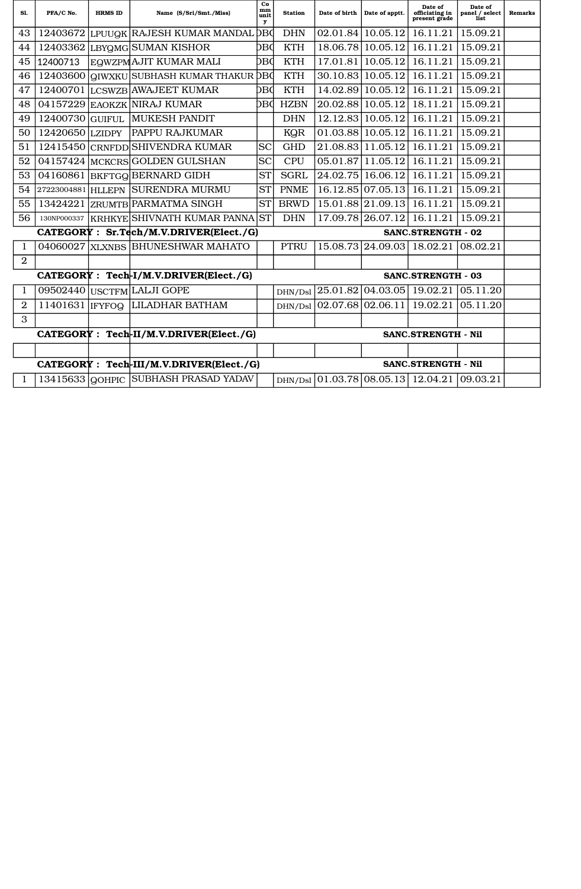| Sl. | PFA/C No. | HRMS ID | Name (S/Sri/Smt./Miss) | Community | Station | Date of birth | Date of apptt. | Date of officiating in present grade | Date of panel / select list | Remarks |
|---|---|---|---|---|---|---|---|---|---|---|
| 43 | 12403672 | LPUUQK | RAJESH KUMAR MANDAL | OBC | DHN | 02.01.84 | 10.05.12 | 16.11.21 | 15.09.21 | |
| 44 | 12403362 | LBYQMG | SUMAN KISHOR | OBC | KTH | 18.06.78 | 10.05.12 | 16.11.21 | 15.09.21 | |
| 45 | 12400713 | EQWZPM | AJIT KUMAR MALI | OBC | KTH | 17.01.81 | 10.05.12 | 16.11.21 | 15.09.21 | |
| 46 | 12403600 | QIWXKU | SUBHASH KUMAR THAKUR | OBC | KTH | 30.10.83 | 10.05.12 | 16.11.21 | 15.09.21 | |
| 47 | 12400701 | LCSWZB | AWAJEET KUMAR | OBC | KTH | 14.02.89 | 10.05.12 | 16.11.21 | 15.09.21 | |
| 48 | 04157229 | EAOKZK | NIRAJ KUMAR | OBC | HZBN | 20.02.88 | 10.05.12 | 18.11.21 | 15.09.21 | |
| 49 | 12400730 | GUIFUL | MUKESH PANDIT | | DHN | 12.12.83 | 10.05.12 | 16.11.21 | 15.09.21 | |
| 50 | 12420650 | LZIDPY | PAPPU RAJKUMAR | | KQR | 01.03.88 | 10.05.12 | 16.11.21 | 15.09.21 | |
| 51 | 12415450 | CRNFDD | SHIVENDRA KUMAR | SC | GHD | 21.08.83 | 11.05.12 | 16.11.21 | 15.09.21 | |
| 52 | 04157424 | MCKCRS | GOLDEN GULSHAN | SC | CPU | 05.01.87 | 11.05.12 | 16.11.21 | 15.09.21 | |
| 53 | 04160861 | BKFTGQ | BERNARD GIDH | ST | SGRL | 24.02.75 | 16.06.12 | 16.11.21 | 15.09.21 | |
| 54 | 27223004881 | HLLEPN | SURENDRA MURMU | ST | PNME | 16.12.85 | 07.05.13 | 16.11.21 | 15.09.21 | |
| 55 | 13424221 | ZRUMTB | PARMATMA SINGH | ST | BRWD | 15.01.88 | 21.09.13 | 16.11.21 | 15.09.21 | |
| 56 | 130NP000337 | KRHKYE | SHIVNATH KUMAR PANNA | ST | DHN | 17.09.78 | 26.07.12 | 16.11.21 | 15.09.21 | |
| | **CATEGORY : Sr.Tech/M.V.DRIVER(Elect./G)** | | | | | | **SANC.STRENGTH - 02** | | | |
| 1 | 04060027 | XLXNBS | BHUNESHWAR MAHATO | | PTRU | 15.08.73 | 24.09.03 | 18.02.21 | 08.02.21 | |
| 2 | | | | | | | | | | |
| | **CATEGORY : Tech-I/M.V.DRIVER(Elect./G)** | | | | | | **SANC.STRENGTH - 03** | | | |
| 1 | 09502440 | USCTFM | LALJI GOPE | | DHN/Dsl | 25.01.82 | 04.03.05 | 19.02.21 | 05.11.20 | |
| 2 | 11401631 | IFYFOQ | LILADHAR BATHAM | | DHN/Dsl | 02.07.68 | 02.06.11 | 19.02.21 | 05.11.20 | |
| 3 | | | | | | | | | | |
| | **CATEGORY : Tech-II/M.V.DRIVER(Elect./G)** | | | | | | **SANC.STRENGTH - Nil** | | | |
| | | | | | | | | | | |
| | **CATEGORY : Tech-III/M.V.DRIVER(Elect./G)** | | | | | | **SANC.STRENGTH - Nil** | | | |
| 1 | 13415633 | QOHPIC | SUBHASH PRASAD YADAV | | DHN/Dsl | 01.03.78 | 08.05.13 | 12.04.21 | 09.03.21 | |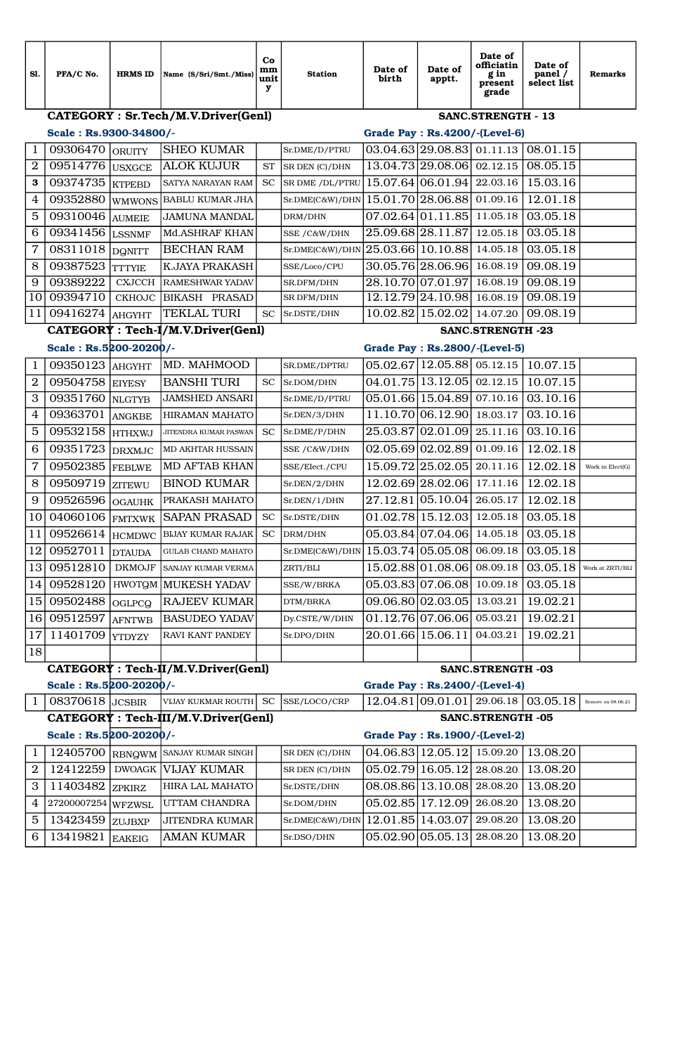| Sl. | PFA/C No. | HRMS ID | Name (S/Sri/Smt./Miss) | Community | Station | Date of birth | Date of apptt. | Date of officiating in present grade | Date of panel / select list | Remarks |
|---|---|---|---|---|---|---|---|---|---|---|
| | **CATEGORY : Sr.Tech/M.V.Driver(Genl)** | | | | | **SANC.STRENGTH - 13** | | | | |
| | **Scale : Rs.9300-34800/-** | | | | | **Grade Pay : Rs.4200/-(Level-6)** | | | | |
| 1 | 09306470 | ORUITY | SHEO KUMAR | | Sr.DME/D/PTRU | 03.04.63 | 29.08.83 | 01.11.13 | 08.01.15 | |
| 2 | 09514776 | USXGCE | ALOK KUJUR | ST | SR DEN (C)/DHN | 13.04.73 | 29.08.06 | 02.12.15 | 08.05.15 | |
| 3 | 09374735 | KTPEBD | SATYA NARAYAN RAM | SC | SR DME /DL/PTRU | 15.07.64 | 06.01.94 | 22.03.16 | 15.03.16 | |
| 4 | 09352880 | WMWONS | BABLU KUMAR JHA | | Sr.DME(C&W)/DHN | 15.01.70 | 28.06.88 | 01.09.16 | 12.01.18 | |
| 5 | 09310046 | AUMEIE | JAMUNA MANDAL | | DRM/DHN | 07.02.64 | 01.11.85 | 11.05.18 | 03.05.18 | |
| 6 | 09341456 | LSSNMF | Md.ASHRAF KHAN | | SSE /C&W/DHN | 25.09.68 | 28.11.87 | 12.05.18 | 03.05.18 | |
| 7 | 08311018 | DQNITT | BECHAN RAM | | Sr.DME(C&W)/DHN | 25.03.66 | 10.10.88 | 14.05.18 | 03.05.18 | |
| 8 | 09387523 | TTTYIE | K.JAYA PRAKASH | | SSE/Loco/CPU | 30.05.76 | 28.06.96 | 16.08.19 | 09.08.19 | |
| 9 | 09389222 | CXJCCH | RAMESHWAR YADAV | | SR.DFM/DHN | 28.10.70 | 07.01.97 | 16.08.19 | 09.08.19 | |
| 10 | 09394710 | CKHOJC | BIKASH PRASAD | | SR DFM/DHN | 12.12.79 | 24.10.98 | 16.08.19 | 09.08.19 | |
| 11 | 09416274 | AHGYHT | TEKLAL TURI | SC | Sr.DSTE/DHN | 10.02.82 | 15.02.02 | 14.07.20 | 09.08.19 | |
| | **CATEGORY : Tech-I/M.V.Driver(Genl)** | | | | | **SANC.STRENGTH -23** | | | | |
| | **Scale : Rs.5200-20200/-** | | | | | **Grade Pay : Rs.2800/-(Level-5)** | | | | |
| 1 | 09350123 | AHGYHT | MD. MAHMOOD | | SR.DME/DPTRU | 05.02.67 | 12.05.88 | 05.12.15 | 10.07.15 | |
| 2 | 09504758 | EIYESY | BANSHI TURI | SC | Sr.DOM/DHN | 04.01.75 | 13.12.05 | 02.12.15 | 10.07.15 | |
| 3 | 09351760 | NLGTYB | JAMSHED ANSARI | | Sr.DME/D/PTRU | 05.01.66 | 15.04.89 | 07.10.16 | 03.10.16 | |
| 4 | 09363701 | ANGKBE | HIRAMAN MAHATO | | Sr.DEN/3/DHN | 11.10.70 | 06.12.90 | 18.03.17 | 03.10.16 | |
| 5 | 09532158 | HTHXWJ | JITENDRA KUMAR PASWAN | SC | Sr.DME/P/DHN | 25.03.87 | 02.01.09 | 25.11.16 | 03.10.16 | |
| 6 | 09351723 | DRXMJC | MD AKHTAR HUSSAIN | | SSE /C&W/DHN | 02.05.69 | 02.02.89 | 01.09.16 | 12.02.18 | |
| 7 | 09502385 | FEBLWE | MD AFTAB KHAN | | SSE/Elect./CPU | 15.09.72 | 25.02.05 | 20.11.16 | 12.02.18 | Work in Elect(G) |
| 8 | 09509719 | ZITEWU | BINOD KUMAR | | Sr.DEN/2/DHN | 12.02.69 | 28.02.06 | 17.11.16 | 12.02.18 | |
| 9 | 09526596 | OGAUHK | PRAKASH MAHATO | | Sr.DEN/1/DHN | 27.12.81 | 05.10.04 | 26.05.17 | 12.02.18 | |
| 10 | 04060106 | FMTXWK | SAPAN PRASAD | SC | Sr.DSTE/DHN | 01.02.78 | 15.12.03 | 12.05.18 | 03.05.18 | |
| 11 | 09526614 | HCMDWC | BIJAY KUMAR RAJAK | SC | DRM/DHN | 05.03.84 | 07.04.06 | 14.05.18 | 03.05.18 | |
| 12 | 09527011 | DTAUDA | GULAB CHAND MAHATO | | Sr.DME(C&W)/DHN | 15.03.74 | 05.05.08 | 06.09.18 | 03.05.18 | |
| 13 | 09512810 | DKMOJF | SANJAY KUMAR VERMA | | ZRTI/BLI | 15.02.88 | 01.08.06 | 08.09.18 | 03.05.18 | Work at ZRTI/BLI |
| 14 | 09528120 | HWOTQM | MUKESH YADAV | | SSE/W/BRKA | 05.03.83 | 07.06.08 | 10.09.18 | 03.05.18 | |
| 15 | 09502488 | OGLPCQ | RAJEEV KUMAR | | DTM/BRKA | 09.06.80 | 02.03.05 | 13.03.21 | 19.02.21 | |
| 16 | 09512597 | AFNTWB | BASUDEO YADAV | | Dy.CSTE/W/DHN | 01.12.76 | 07.06.06 | 05.03.21 | 19.02.21 | |
| 17 | 11401709 | YTDYZY | RAVI KANT PANDEY | | Sr.DPO/DHN | 20.01.66 | 15.06.11 | 04.03.21 | 19.02.21 | |
| 18 | | | | | | | | | | |
| | **CATEGORY : Tech-II/M.V.Driver(Genl)** | | | | | **SANC.STRENGTH -03** | | | | |
| | **Scale : Rs.5200-20200/-** | | | | | **Grade Pay : Rs.2400/-(Level-4)** | | | | |
| 1 | 08370618 | JCSBIR | VIJAY KUKMAR ROUTH | SC | SSE/LOCO/CRP | 12.04.81 | 09.01.01 | 29.06.18 | 03.05.18 | Remove on 08.06.21 |
| | **CATEGORY : Tech-III/M.V.Driver(Genl)** | | | | | **SANC.STRENGTH -05** | | | | |
| | **Scale : Rs.5200-20200/-** | | | | | **Grade Pay : Rs.1900/-(Level-2)** | | | | |
| 1 | 12405700 | RBNQWM | SANJAY KUMAR SINGH | | SR DEN (C)/DHN | 04.06.83 | 12.05.12 | 15.09.20 | 13.08.20 | |
| 2 | 12412259 | DWOAGK | VIJAY KUMAR | | SR DEN (C)/DHN | 05.02.79 | 16.05.12 | 28.08.20 | 13.08.20 | |
| 3 | 11403482 | ZPKIRZ | HIRA LAL MAHATO | | Sr.DSTE/DHN | 08.08.86 | 13.10.08 | 28.08.20 | 13.08.20 | |
| 4 | 27200007254 | WFZWSL | UTTAM CHANDRA | | Sr.DOM/DHN | 05.02.85 | 17.12.09 | 26.08.20 | 13.08.20 | |
| 5 | 13423459 | ZUJBXP | JITENDRA KUMAR | | Sr.DME(C&W)/DHN | 12.01.85 | 14.03.07 | 29.08.20 | 13.08.20 | |
| 6 | 13419821 | EAKEIG | AMAN KUMAR | | Sr.DSO/DHN | 05.02.90 | 05.05.13 | 28.08.20 | 13.08.20 | |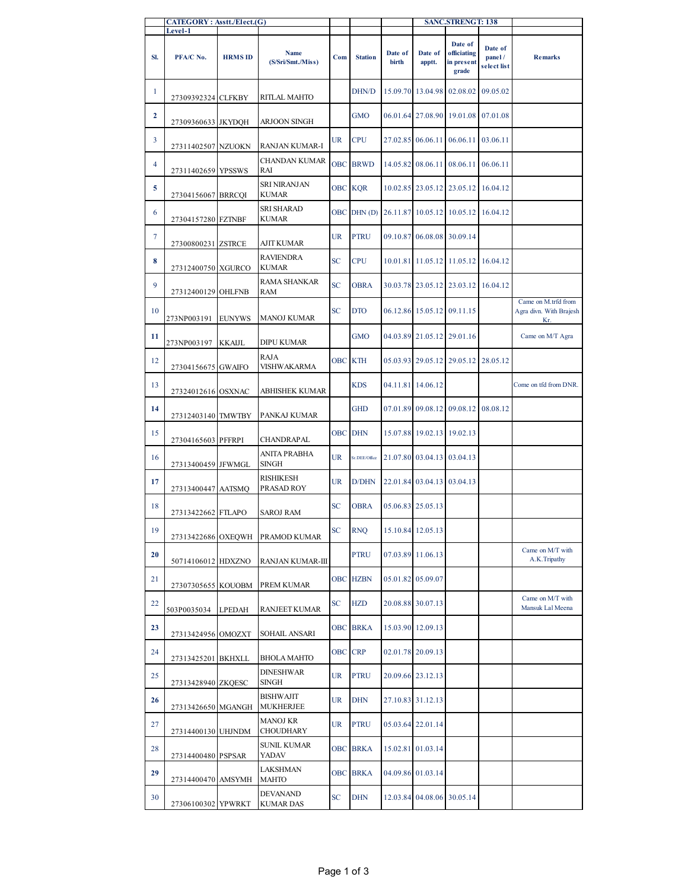| | CATEGORY : Asstt./Elect.(G) | | | | | | | SANC.STRENGT: 138 | | |
|---|---|---|---|---|---|---|---|---|---|---|
| | Level-1 | | | | | | | | | |
| Sl. | PFA/C No. | HRMS ID | Name (S/Sri/Smt./Miss) | Com | Station | Date of birth | Date of apptt. | Date of officiating in present grade | Date of panel / select list | Remarks |
| 1 | 27309392324 | CLFKBY | RITLAL MAHTO | | DHN/D | 15.09.70 | 13.04.98 | 02.08.02 | 09.05.02 | |
| 2 | 27309360633 | JKYDQH | ARJOON SINGH | | GMO | 06.01.64 | 27.08.90 | 19.01.08 | 07.01.08 | |
| 3 | 27311402507 | NZUOKN | RANJAN KUMAR-I | UR | CPU | 27.02.85 | 06.06.11 | 06.06.11 | 03.06.11 | |
| 4 | 27311402659 | YPSSWS | CHANDAN KUMAR RAI | OBC | BRWD | 14.05.82 | 08.06.11 | 08.06.11 | 06.06.11 | |
| 5 | 27304156067 | BRRCQI | SRI NIRANJAN KUMAR | OBC | KQR | 10.02.85 | 23.05.12 | 23.05.12 | 16.04.12 | |
| 6 | 27304157280 | FZTNBF | SRI SHARAD KUMAR | OBC | DHN (D) | 26.11.87 | 10.05.12 | 10.05.12 | 16.04.12 | |
| 7 | 27300800231 | ZSTRCE | AJIT KUMAR | UR | PTRU | 09.10.87 | 06.08.08 | 30.09.14 | | |
| 8 | 27312400750 | XGURCO | RAVIENDRA KUMAR | SC | CPU | 10.01.81 | 11.05.12 | 11.05.12 | 16.04.12 | |
| 9 | 27312400129 | OHLFNB | RAMA SHANKAR RAM | SC | OBRA | 30.03.78 | 23.05.12 | 23.03.12 | 16.04.12 | |
| 10 | 273NP003191 | EUNYWS | MANOJ KUMAR | SC | DTO | 06.12.86 | 15.05.12 | 09.11.15 | | Came on M.trfd from Agra divn. With Brajesh Kr. |
| 11 | 273NP003197 | KKAIJL | DIPU KUMAR | | GMO | 04.03.89 | 21.05.12 | 29.01.16 | | Came on M/T Agra |
| 12 | 27304156675 | GWAIFO | RAJA VISHWAKARMA | OBC | KTH | 05.03.93 | 29.05.12 | 29.05.12 | 28.05.12 | |
| 13 | 27324012616 | OSXNAC | ABHISHEK KUMAR | | KDS | 04.11.81 | 14.06.12 | | | Come on tfd from DNR. |
| 14 | 27312403140 | TMWTBY | PANKAJ KUMAR | | GHD | 07.01.89 | 09.08.12 | 09.08.12 | 08.08.12 | |
| 15 | 27304165603 | PFFRPI | CHANDRAPAL | OBC | DHN | 15.07.88 | 19.02.13 | 19.02.13 | | |
| 16 | 27313400459 | JFWMGL | ANITA PRABHA SINGH | UR | Sr.DEE/Office | 21.07.80 | 03.04.13 | 03.04.13 | | |
| 17 | 27313400447 | AATSMQ | RISHIKESH PRASAD ROY | UR | D/DHN | 22.01.84 | 03.04.13 | 03.04.13 | | |
| 18 | 27313422662 | FTLAPO | SAROJ RAM | SC | OBRA | 05.06.83 | 25.05.13 | | | |
| 19 | 27313422686 | OXEQWH | PRAMOD KUMAR | SC | RNQ | 15.10.84 | 12.05.13 | | | |
| 20 | 50714106012 | HDXZNO | RANJAN KUMAR-III | | PTRU | 07.03.89 | 11.06.13 | | | Came on M/T with A.K.Tripathy |
| 21 | 27307305655 | KOUOBM | PREM KUMAR | OBC | HZBN | 05.01.82 | 05.09.07 | | | |
| 22 | 503P0035034 | LPEDAH | RANJEET KUMAR | SC | HZD | 20.08.88 | 30.07.13 | | | Came on M/T with Mansuk Lal Meena |
| 23 | 27313424956 | OMOZXT | SOHAIL ANSARI | OBC | BRKA | 15.03.90 | 12.09.13 | | | |
| 24 | 27313425201 | BKHXLL | BHOLA MAHTO | OBC | CRP | 02.01.78 | 20.09.13 | | | |
| 25 | 27313428940 | ZKQESC | DINESHWAR SINGH | UR | PTRU | 20.09.66 | 23.12.13 | | | |
| 26 | 27313426650 | MGANGH | BISHWAJIT MUKHERJEE | UR | DHN | 27.10.83 | 31.12.13 | | | |
| 27 | 27314400130 | UHJNDM | MANOJ KR CHOUDHARY | UR | PTRU | 05.03.64 | 22.01.14 | | | |
| 28 | 27314400480 | PSPSAR | SUNIL KUMAR YADAV | OBC | BRKA | 15.02.81 | 01.03.14 | | | |
| 29 | 27314400470 | AMSYMH | LAKSHMAN MAHTO | OBC | BRKA | 04.09.86 | 01.03.14 | | | |
| 30 | 27306100302 | YPWRKT | DEVANAND KUMAR DAS | SC | DHN | 12.03.84 | 04.08.06 | 30.05.14 | | |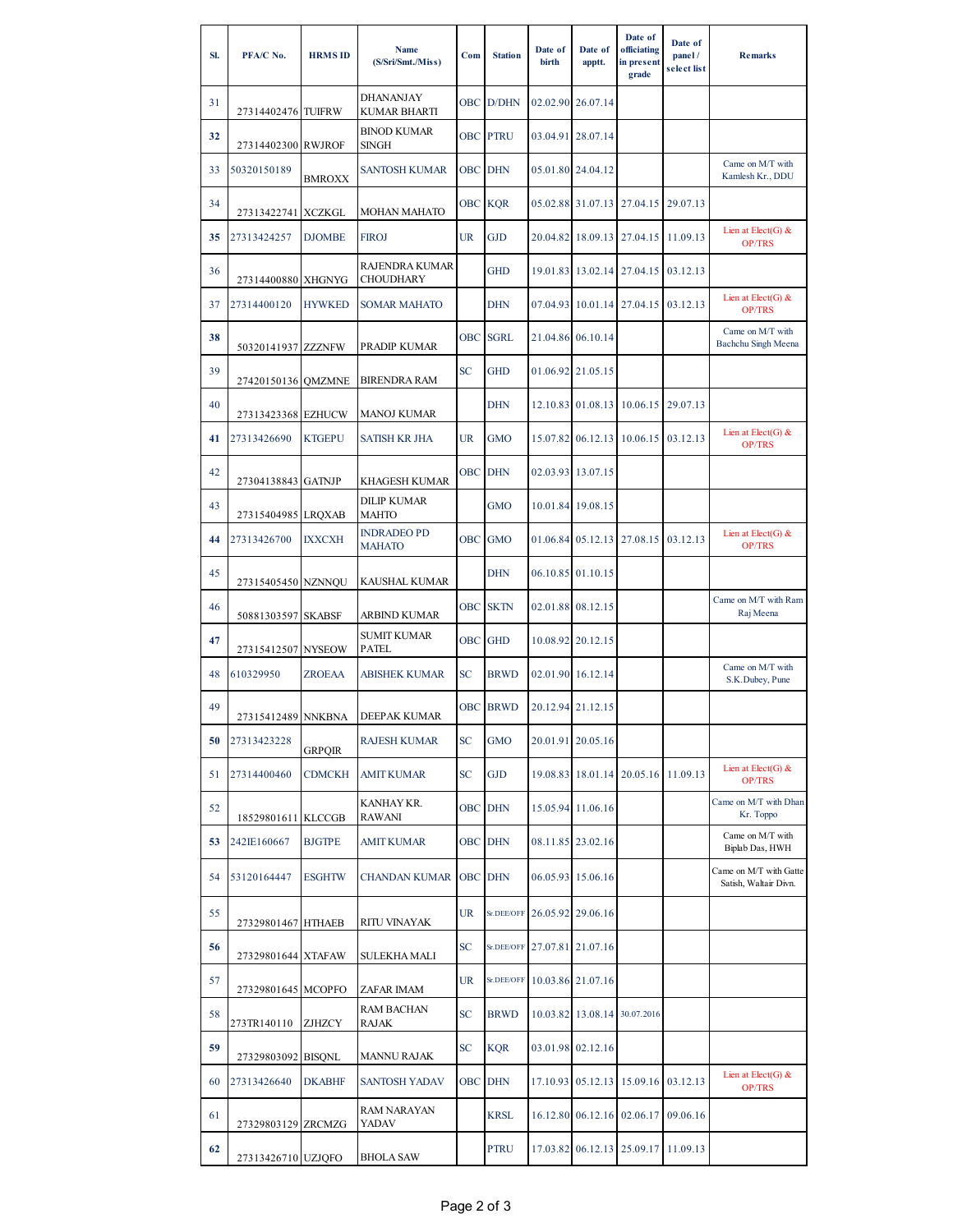| Sl. | PFA/C No. | HRMS ID | Name (S/Sri/Smt./Miss) | Com | Station | Date of birth | Date of apptt. | Date of officiating in present grade | Date of panel / select list | Remarks |
|---|---|---|---|---|---|---|---|---|---|---|
| 31 | 27314402476 | TUIFRW | DHANANJAY KUMAR BHARTI | OBC | D/DHN | 02.02.90 | 26.07.14 | | | |
| 32 | 27314402300 | RWJROF | BINOD KUMAR SINGH | OBC | PTRU | 03.04.91 | 28.07.14 | | | |
| 33 | 50320150189 | BMROXX | SANTOSH KUMAR | OBC | DHN | 05.01.80 | 24.04.12 | | | Came on M/T with Kamlesh Kr., DDU |
| 34 | 27313422741 | XCZKGL | MOHAN MAHATO | OBC | KQR | 05.02.88 | 31.07.13 | 27.04.15 | 29.07.13 | |
| 35 | 27313424257 | DJOMBE | FIROJ | UR | GJD | 20.04.82 | 18.09.13 | 27.04.15 | 11.09.13 | Lien at Elect(G) & OP/TRS |
| 36 | 27314400880 | XHGNYG | RAJENDRA KUMAR CHOUDHARY | | GHD | 19.01.83 | 13.02.14 | 27.04.15 | 03.12.13 | |
| 37 | 27314400120 | HYWKED | SOMAR MAHATO | | DHN | 07.04.93 | 10.01.14 | 27.04.15 | 03.12.13 | Lien at Elect(G) & OP/TRS |
| 38 | 50320141937 | ZZZNFW | PRADIP KUMAR | OBC | SGRL | 21.04.86 | 06.10.14 | | | Came on M/T with Bachchu Singh Meena |
| 39 | 27420150136 | QMZMNE | BIRENDRA RAM | SC | GHD | 01.06.92 | 21.05.15 | | | |
| 40 | 27313423368 | EZHUCW | MANOJ KUMAR | | DHN | 12.10.83 | 01.08.13 | 10.06.15 | 29.07.13 | |
| 41 | 27313426690 | KTGEPU | SATISH KR JHA | UR | GMO | 15.07.82 | 06.12.13 | 10.06.15 | 03.12.13 | Lien at Elect(G) & OP/TRS |
| 42 | 27304138843 | GATNJP | KHAGESH KUMAR | OBC | DHN | 02.03.93 | 13.07.15 | | | |
| 43 | 27315404985 | LRQXAB | DILIP KUMAR MAHTO | | GMO | 10.01.84 | 19.08.15 | | | |
| 44 | 27313426700 | IXXCXH | INDRADEO PD MAHATO | OBC | GMO | 01.06.84 | 05.12.13 | 27.08.15 | 03.12.13 | Lien at Elect(G) & OP/TRS |
| 45 | 27315405450 | NZNNQU | KAUSHAL KUMAR | | DHN | 06.10.85 | 01.10.15 | | | |
| 46 | 50881303597 | SKABSF | ARBIND KUMAR | OBC | SKTN | 02.01.88 | 08.12.15 | | | Came on M/T with Ram Raj Meena |
| 47 | 27315412507 | NYSEOW | SUMIT KUMAR PATEL | OBC | GHD | 10.08.92 | 20.12.15 | | | |
| 48 | 610329950 | ZROEAA | ABISHEK KUMAR | SC | BRWD | 02.01.90 | 16.12.14 | | | Came on M/T with S.K.Dubey, Pune |
| 49 | 27315412489 | NNKBNA | DEEPAK KUMAR | OBC | BRWD | 20.12.94 | 21.12.15 | | | |
| 50 | 27313423228 | GRPQIR | RAJESH KUMAR | SC | GMO | 20.01.91 | 20.05.16 | | | |
| 51 | 27314400460 | CDMCKH | AMIT KUMAR | SC | GJD | 19.08.83 | 18.01.14 | 20.05.16 | 11.09.13 | Lien at Elect(G) & OP/TRS |
| 52 | 18529801611 | KLCCGB | KANHAY KR. RAWANI | OBC | DHN | 15.05.94 | 11.06.16 | | | Came on M/T with Dhan Kr. Toppo |
| 53 | 242IE160667 | BJGTPE | AMIT KUMAR | OBC | DHN | 08.11.85 | 23.02.16 | | | Came on M/T with Biplab Das, HWH |
| 54 | 53120164447 | ESGHTW | CHANDAN KUMAR | OBC | DHN | 06.05.93 | 15.06.16 | | | Came on M/T with Gatte Satish, Waltair Divn. |
| 55 | 27329801467 | HTHAEB | RITU VINAYAK | UR | Sr.DEE/OFF | 26.05.92 | 29.06.16 | | | |
| 56 | 27329801644 | XTAFAW | SULEKHA MALI | SC | Sr.DEE/OFF | 27.07.81 | 21.07.16 | | | |
| 57 | 27329801645 | MCOPFO | ZAFAR IMAM | UR | Sr.DEE/OFF | 10.03.86 | 21.07.16 | | | |
| 58 | 273TR140110 | ZJHZCY | RAM BACHAN RAJAK | SC | BRWD | 10.03.82 | 13.08.14 | 30.07.2016 | | |
| 59 | 27329803092 | BISQNL | MANNU RAJAK | SC | KQR | 03.01.98 | 02.12.16 | | | |
| 60 | 27313426640 | DKABHF | SANTOSH YADAV | OBC | DHN | 17.10.93 | 05.12.13 | 15.09.16 | 03.12.13 | Lien at Elect(G) & OP/TRS |
| 61 | 27329803129 | ZRCMZG | RAM NARAYAN YADAV | | KRSL | 16.12.80 | 06.12.16 | 02.06.17 | 09.06.16 | |
| 62 | 27313426710 | UZJQFO | BHOLA SAW | | PTRU | 17.03.82 | 06.12.13 | 25.09.17 | 11.09.13 | |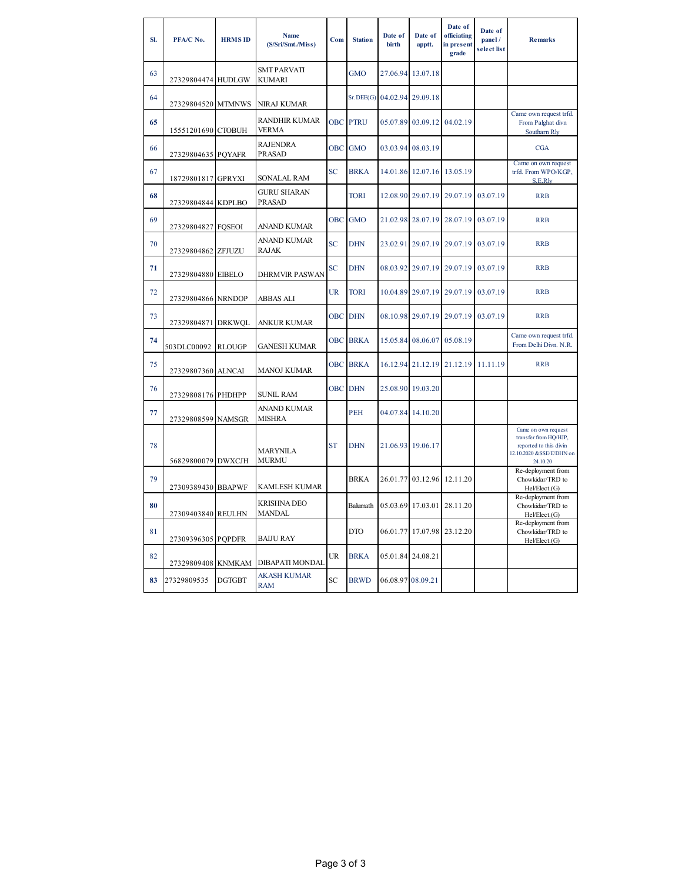| Sl. | PFA/C No. | HRMS ID | Name (S/Sri/Smt./Miss) | Com | Station | Date of birth | Date of apptt. | Date of officiating in present grade | Date of panel / select list | Remarks |
|---|---|---|---|---|---|---|---|---|---|---|
| 63 | 27329804474 | HUDLGW | SMT PARVATI KUMARI | | GMO | 27.06.94 | 13.07.18 | | | |
| 64 | 27329804520 | MTMNWS | NIRAJ KUMAR | | Sr.DEE(G) | 04.02.94 | 29.09.18 | | | |
| 65 | 15551201690 | CTOBUH | RANDHIR KUMAR VERMA | OBC | PTRU | 05.07.89 | 03.09.12 | 04.02.19 | | Came own request trfd. From Palghat divn Southarn Rly |
| 66 | 27329804635 | PQYAFR | RAJENDRA PRASAD | OBC | GMO | 03.03.94 | 08.03.19 | | | CGA |
| 67 | 18729801817 | GPRYXI | SONALAL RAM | SC | BRKA | 14.01.86 | 12.07.16 | 13.05.19 | | Came on own request trfd. From WPO/KGP, S.E.Rly |
| 68 | 27329804844 | KDPLBO | GURU SHARAN PRASAD | | TORI | 12.08.90 | 29.07.19 | 29.07.19 | 03.07.19 | RRB |
| 69 | 27329804827 | FQSEOI | ANAND KUMAR | OBC | GMO | 21.02.98 | 28.07.19 | 28.07.19 | 03.07.19 | RRB |
| 70 | 27329804862 | ZFJUZU | ANAND KUMAR RAJAK | SC | DHN | 23.02.91 | 29.07.19 | 29.07.19 | 03.07.19 | RRB |
| 71 | 27329804880 | EIBELO | DHRMVIR PASWAN | SC | DHN | 08.03.92 | 29.07.19 | 29.07.19 | 03.07.19 | RRB |
| 72 | 27329804866 | NRNDOP | ABBAS ALI | UR | TORI | 10.04.89 | 29.07.19 | 29.07.19 | 03.07.19 | RRB |
| 73 | 27329804871 | DRKWQL | ANKUR KUMAR | OBC | DHN | 08.10.98 | 29.07.19 | 29.07.19 | 03.07.19 | RRB |
| 74 | 503DLC00092 | RLOUGP | GANESH KUMAR | OBC | BRKA | 15.05.84 | 08.06.07 | 05.08.19 | | Came own request trfd. From Delhi Divn. N.R. |
| 75 | 27329807360 | ALNCAI | MANOJ KUMAR | OBC | BRKA | 16.12.94 | 21.12.19 | 21.12.19 | 11.11.19 | RRB |
| 76 | 27329808176 | PHDHPP | SUNIL RAM | OBC | DHN | 25.08.90 | 19.03.20 | | | |
| 77 | 27329808599 | NAMSGR | ANAND KUMAR MISHRA | | PEH | 04.07.84 | 14.10.20 | | | |
| 78 | 56829800079 | DWXCJH | MARYNILA MURMU | ST | DHN | 21.06.93 | 19.06.17 | | | Came on own request transfer from HQ/HJP, reported to this divin 12.10.2020 &SSE/E/DHN on 24.10.20 |
| 79 | 27309389430 | BBAPWF | KAMLESH KUMAR | | BRKA | 26.01.77 | 03.12.96 | 12.11.20 | | Re-deployment from Chowkidar/TRD to Hel/Elect.(G) |
| 80 | 27309403840 | REULHN | KRISHNA DEO MANDAL | | Balumath | 05.03.69 | 17.03.01 | 28.11.20 | | Re-deployment from Chowkidar/TRD to Hel/Elect.(G) |
| 81 | 27309396305 | PQPDFR | BAIJU RAY | | DTO | 06.01.77 | 17.07.98 | 23.12.20 | | Re-deployment from Chowkidar/TRD to Hel/Elect.(G) |
| 82 | 27329809408 | KNMKAM | DIBAPATI MONDAL | UR | BRKA | 05.01.84 | 24.08.21 | | | |
| 83 | 27329809535 | DGTGBT | AKASH KUMAR RAM | SC | BRWD | 06.08.97 | 08.09.21 | | | |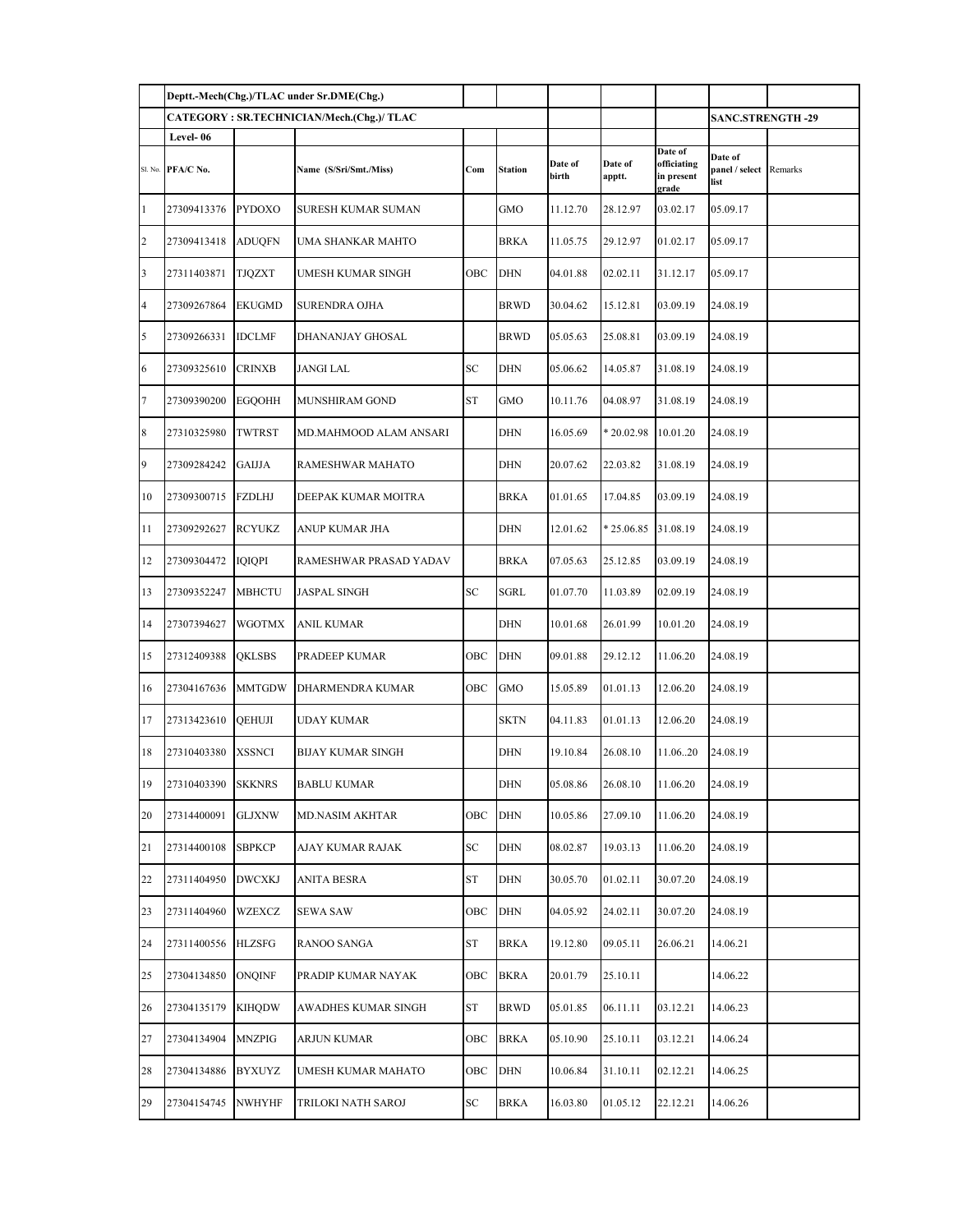| | Deptt.-Mech(Chg.)/TLAC under Sr.DME(Chg.) | | | | | | | | | |
|---|---|---|---|---|---|---|---|---|---|---|
| | CATEGORY : SR.TECHNICIAN/Mech.(Chg.)/ TLAC | | | | | | | | SANC.STRENGTH -29 | |
| | Level- 06 | | | | | | | | | |
| Sl. No. | PFA/C No. | | Name (S/Sri/Smt./Miss) | Com | Station | Date of birth | Date of apptt. | Date of officiating in present grade | Date of panel / select list | Remarks |
| 1 | 27309413376 | PYDOXO | SURESH KUMAR SUMAN | | GMO | 11.12.70 | 28.12.97 | 03.02.17 | 05.09.17 | |
| 2 | 27309413418 | ADUQFN | UMA SHANKAR MAHTO | | BRKA | 11.05.75 | 29.12.97 | 01.02.17 | 05.09.17 | |
| 3 | 27311403871 | TJQZXT | UMESH KUMAR SINGH | OBC | DHN | 04.01.88 | 02.02.11 | 31.12.17 | 05.09.17 | |
| 4 | 27309267864 | EKUGMD | SURENDRA OJHA | | BRWD | 30.04.62 | 15.12.81 | 03.09.19 | 24.08.19 | |
| 5 | 27309266331 | IDCLMF | DHANANJAY GHOSAL | | BRWD | 05.05.63 | 25.08.81 | 03.09.19 | 24.08.19 | |
| 6 | 27309325610 | CRINXB | JANGI LAL | SC | DHN | 05.06.62 | 14.05.87 | 31.08.19 | 24.08.19 | |
| 7 | 27309390200 | EGQOHH | MUNSHIRAM GOND | ST | GMO | 10.11.76 | 04.08.97 | 31.08.19 | 24.08.19 | |
| 8 | 27310325980 | TWTRST | MD.MAHMOOD ALAM ANSARI | | DHN | 16.05.69 | * 20.02.98 | 10.01.20 | 24.08.19 | |
| 9 | 27309284242 | GAIJJA | RAMESHWAR MAHATO | | DHN | 20.07.62 | 22.03.82 | 31.08.19 | 24.08.19 | |
| 10 | 27309300715 | FZDLHJ | DEEPAK KUMAR MOITRA | | BRKA | 01.01.65 | 17.04.85 | 03.09.19 | 24.08.19 | |
| 11 | 27309292627 | RCYUKZ | ANUP KUMAR JHA | | DHN | 12.01.62 | * 25.06.85 | 31.08.19 | 24.08.19 | |
| 12 | 27309304472 | IQIQPI | RAMESHWAR PRASAD YADAV | | BRKA | 07.05.63 | 25.12.85 | 03.09.19 | 24.08.19 | |
| 13 | 27309352247 | MBHCTU | JASPAL SINGH | SC | SGRL | 01.07.70 | 11.03.89 | 02.09.19 | 24.08.19 | |
| 14 | 27307394627 | WGOTMX | ANIL KUMAR | | DHN | 10.01.68 | 26.01.99 | 10.01.20 | 24.08.19 | |
| 15 | 27312409388 | QKLSBS | PRADEEP KUMAR | OBC | DHN | 09.01.88 | 29.12.12 | 11.06.20 | 24.08.19 | |
| 16 | 27304167636 | MMTGDW | DHARMENDRA KUMAR | OBC | GMO | 15.05.89 | 01.01.13 | 12.06.20 | 24.08.19 | |
| 17 | 27313423610 | QEHUJI | UDAY KUMAR | | SKTN | 04.11.83 | 01.01.13 | 12.06.20 | 24.08.19 | |
| 18 | 27310403380 | XSSNCI | BIJAY KUMAR SINGH | | DHN | 19.10.84 | 26.08.10 | 11.06..20 | 24.08.19 | |
| 19 | 27310403390 | SKKNRS | BABLU KUMAR | | DHN | 05.08.86 | 26.08.10 | 11.06.20 | 24.08.19 | |
| 20 | 27314400091 | GLJXNW | MD.NASIM AKHTAR | OBC | DHN | 10.05.86 | 27.09.10 | 11.06.20 | 24.08.19 | |
| 21 | 27314400108 | SBPKCP | AJAY KUMAR RAJAK | SC | DHN | 08.02.87 | 19.03.13 | 11.06.20 | 24.08.19 | |
| 22 | 27311404950 | DWCXKJ | ANITA BESRA | ST | DHN | 30.05.70 | 01.02.11 | 30.07.20 | 24.08.19 | |
| 23 | 27311404960 | WZEXCZ | SEWA SAW | OBC | DHN | 04.05.92 | 24.02.11 | 30.07.20 | 24.08.19 | |
| 24 | 27311400556 | HLZSFG | RANOO SANGA | ST | BRKA | 19.12.80 | 09.05.11 | 26.06.21 | 14.06.21 | |
| 25 | 27304134850 | ONQINF | PRADIP KUMAR NAYAK | OBC | BKRA | 20.01.79 | 25.10.11 | | 14.06.22 | |
| 26 | 27304135179 | KIHQDW | AWADHES KUMAR SINGH | ST | BRWD | 05.01.85 | 06.11.11 | 03.12.21 | 14.06.23 | |
| 27 | 27304134904 | MNZPIG | ARJUN KUMAR | OBC | BRKA | 05.10.90 | 25.10.11 | 03.12.21 | 14.06.24 | |
| 28 | 27304134886 | BYXUYZ | UMESH KUMAR MAHATO | OBC | DHN | 10.06.84 | 31.10.11 | 02.12.21 | 14.06.25 | |
| 29 | 27304154745 | NWHYHF | TRILOKI NATH SAROJ | SC | BRKA | 16.03.80 | 01.05.12 | 22.12.21 | 14.06.26 | |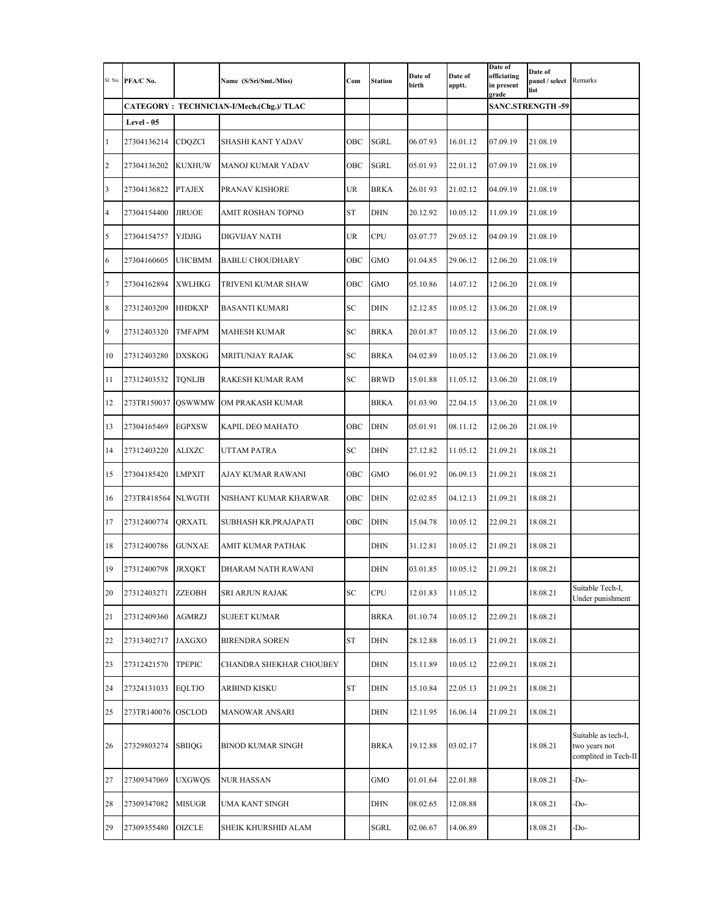| Sl. No. | PFA/C No. | | Name (S/Sri/Smt./Miss) | Com | Station | Date of birth | Date of apptt. | Date of officiating in present grade | Date of panel / select list | Remarks |
|---|---|---|---|---|---|---|---|---|---|---|
| | CATEGORY : TECHNICIAN-I/Mech.(Chg.)/ TLAC | | | | | | | SANC.STRENGTH -59 | | |
| | Level - 05 | | | | | | | | | |
| 1 | 27304136214 | CDQZCI | SHASHI KANT YADAV | OBC | SGRL | 06.07.93 | 16.01.12 | 07.09.19 | 21.08.19 | |
| 2 | 27304136202 | KUXHUW | MANOJ KUMAR YADAV | OBC | SGRL | 05.01.93 | 22.01.12 | 07.09.19 | 21.08.19 | |
| 3 | 27304136822 | PTAJEX | PRANAV KISHORE | UR | BRKA | 26.01.93 | 21.02.12 | 04.09.19 | 21.08.19 | |
| 4 | 27304154400 | JIRUOE | AMIT ROSHAN TOPNO | ST | DHN | 20.12.92 | 10.05.12 | 11.09.19 | 21.08.19 | |
| 5 | 27304154757 | YJDJIG | DIGVIJAY NATH | UR | CPU | 03.07.77 | 29.05.12 | 04.09.19 | 21.08.19 | |
| 6 | 27304160605 | UHCBMM | BABLU CHOUDHARY | OBC | GMO | 01.04.85 | 29.06.12 | 12.06.20 | 21.08.19 | |
| 7 | 27304162894 | XWLHKG | TRIVENI KUMAR SHAW | OBC | GMO | 05.10.86 | 14.07.12 | 12.06.20 | 21.08.19 | |
| 8 | 27312403209 | HHDKXP | BASANTI KUMARI | SC | DHN | 12.12.85 | 10.05.12 | 13.06.20 | 21.08.19 | |
| 9 | 27312403320 | TMFAPM | MAHESH KUMAR | SC | BRKA | 20.01.87 | 10.05.12 | 13.06.20 | 21.08.19 | |
| 10 | 27312403280 | DXSKOG | MRITUNJAY RAJAK | SC | BRKA | 04.02.89 | 10.05.12 | 13.06.20 | 21.08.19 | |
| 11 | 27312403532 | TQNLJB | RAKESH KUMAR RAM | SC | BRWD | 15.01.88 | 11.05.12 | 13.06.20 | 21.08.19 | |
| 12 | 273TR150037 | QSWWMW | OM PRAKASH KUMAR | | BRKA | 01.03.90 | 22.04.15 | 13.06.20 | 21.08.19 | |
| 13 | 27304165469 | EGPXSW | KAPIL DEO MAHATO | OBC | DHN | 05.01.91 | 08.11.12 | 12.06.20 | 21.08.19 | |
| 14 | 27312403220 | ALIXZC | UTTAM PATRA | SC | DHN | 27.12.82 | 11.05.12 | 21.09.21 | 18.08.21 | |
| 15 | 27304185420 | LMPXIT | AJAY KUMAR RAWANI | OBC | GMO | 06.01.92 | 06.09.13 | 21.09.21 | 18.08.21 | |
| 16 | 273TR418564 | NLWGTH | NISHANT KUMAR KHARWAR | OBC | DHN | 02.02.85 | 04.12.13 | 21.09.21 | 18.08.21 | |
| 17 | 27312400774 | QRXATL | SUBHASH KR.PRAJAPATI | OBC | DHN | 15.04.78 | 10.05.12 | 22.09.21 | 18.08.21 | |
| 18 | 27312400786 | GUNXAE | AMIT KUMAR PATHAK | | DHN | 31.12.81 | 10.05.12 | 21.09.21 | 18.08.21 | |
| 19 | 27312400798 | JRXQKT | DHARAM NATH RAWANI | | DHN | 03.01.85 | 10.05.12 | 21.09.21 | 18.08.21 | |
| 20 | 27312403271 | ZZEOBH | SRI ARJUN RAJAK | SC | CPU | 12.01.83 | 11.05.12 | | 18.08.21 | Suitable Tech-I, Under punishment |
| 21 | 27312409360 | AGMRZJ | SUJEET KUMAR | | BRKA | 01.10.74 | 10.05.12 | 22.09.21 | 18.08.21 | |
| 22 | 27313402717 | JAXGXO | BIRENDRA SOREN | ST | DHN | 28.12.88 | 16.05.13 | 21.09.21 | 18.08.21 | |
| 23 | 27312421570 | TPEPIC | CHANDRA SHEKHAR CHOUBEY | | DHN | 15.11.89 | 10.05.12 | 22.09.21 | 18.08.21 | |
| 24 | 27324131033 | EQLTJO | ARBIND KISKU | ST | DHN | 15.10.84 | 22.05.13 | 21.09.21 | 18.08.21 | |
| 25 | 273TR140076 | OSCLOD | MANOWAR ANSARI | | DHN | 12.11.95 | 16.06.14 | 21.09.21 | 18.08.21 | |
| 26 | 27329803274 | SBIIQG | BINOD KUMAR SINGH | | BRKA | 19.12.88 | 03.02.17 | | 18.08.21 | Suitable as tech-I, two years not complited in Tech-II |
| 27 | 27309347069 | UXGWQS | NUR HASSAN | | GMO | 01.01.64 | 22.01.88 | | 18.08.21 | -Do- |
| 28 | 27309347082 | MISUGR | UMA KANT SINGH | | DHN | 08.02.65 | 12.08.88 | | 18.08.21 | -Do- |
| 29 | 27309355480 | OIZCLE | SHEIK KHURSHID ALAM | | SGRL | 02.06.67 | 14.06.89 | | 18.08.21 | -Do- |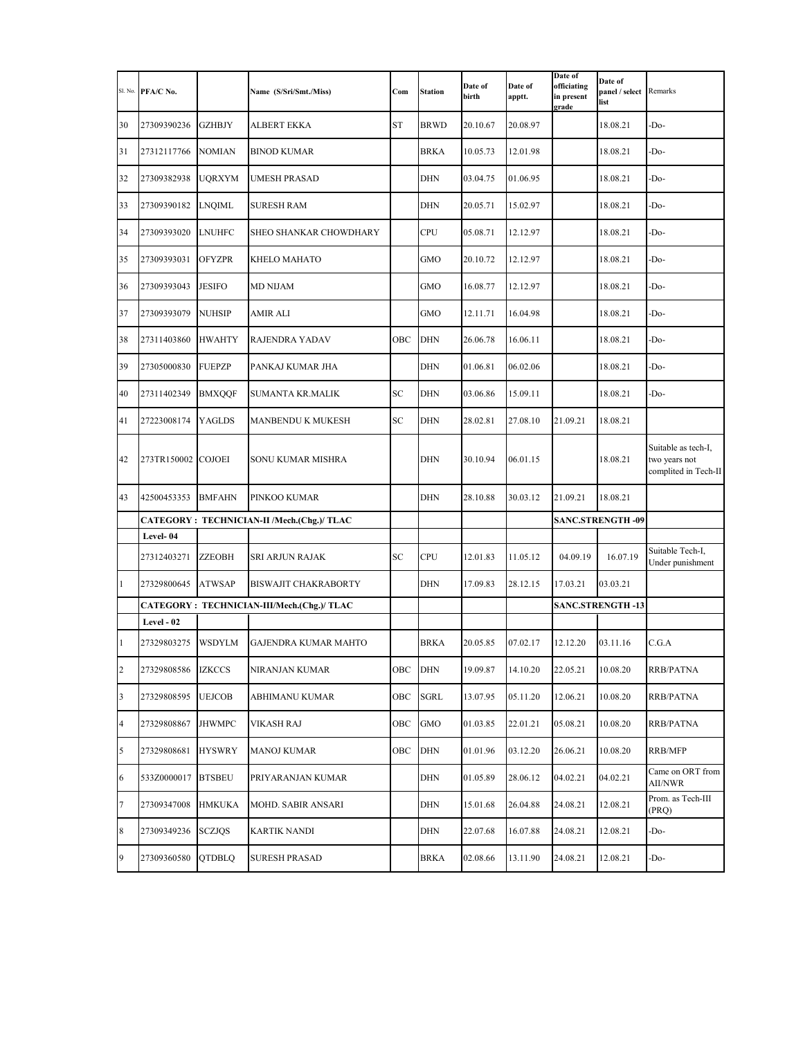| Sl. No. | PFA/C No. | | Name (S/Sri/Smt./Miss) | Com | Station | Date of birth | Date of apptt. | Date of officiating in present grade | Date of panel / select list | Remarks |
|---|---|---|---|---|---|---|---|---|---|---|
| 30 | 27309390236 | GZHBJY | ALBERT EKKA | ST | BRWD | 20.10.67 | 20.08.97 | | 18.08.21 | -Do- |
| 31 | 27312117766 | NOMIAN | BINOD KUMAR | | BRKA | 10.05.73 | 12.01.98 | | 18.08.21 | -Do- |
| 32 | 27309382938 | UQRXYM | UMESH PRASAD | | DHN | 03.04.75 | 01.06.95 | | 18.08.21 | -Do- |
| 33 | 27309390182 | LNQIML | SURESH RAM | | DHN | 20.05.71 | 15.02.97 | | 18.08.21 | -Do- |
| 34 | 27309393020 | LNUHFC | SHEO SHANKAR CHOWDHARY | | CPU | 05.08.71 | 12.12.97 | | 18.08.21 | -Do- |
| 35 | 27309393031 | OFYZPR | KHELO MAHATO | | GMO | 20.10.72 | 12.12.97 | | 18.08.21 | -Do- |
| 36 | 27309393043 | JESIFO | MD NIJAM | | GMO | 16.08.77 | 12.12.97 | | 18.08.21 | -Do- |
| 37 | 27309393079 | NUHSIP | AMIR ALI | | GMO | 12.11.71 | 16.04.98 | | 18.08.21 | -Do- |
| 38 | 27311403860 | HWAHTY | RAJENDRA YADAV | OBC | DHN | 26.06.78 | 16.06.11 | | 18.08.21 | -Do- |
| 39 | 27305000830 | FUEPZP | PANKAJ KUMAR JHA | | DHN | 01.06.81 | 06.02.06 | | 18.08.21 | -Do- |
| 40 | 27311402349 | BMXQQF | SUMANTA KR.MALIK | SC | DHN | 03.06.86 | 15.09.11 | | 18.08.21 | -Do- |
| 41 | 27223008174 | YAGLDS | MANBENDU K MUKESH | SC | DHN | 28.02.81 | 27.08.10 | 21.09.21 | 18.08.21 | |
| 42 | 273TR150002 | COJOEI | SONU KUMAR MISHRA | | DHN | 30.10.94 | 06.01.15 | | 18.08.21 | Suitable as tech-I, two years not complited in Tech-II |
| 43 | 42500453353 | BMFAHN | PINKOO KUMAR | | DHN | 28.10.88 | 30.03.12 | 21.09.21 | 18.08.21 | |
| | **CATEGORY : TECHNICIAN-II /Mech.(Chg.)/ TLAC** | | | | | | | **SANC.STRENGTH -09** | | |
| | **Level- 04** | | | | | | | | | |
| | 27312403271 | ZZEOBH | SRI ARJUN RAJAK | SC | CPU | 12.01.83 | 11.05.12 | 04.09.19 | 16.07.19 | Suitable Tech-I, Under punishment |
| 1 | 27329800645 | ATWSAP | BISWAJIT CHAKRABORTY | | DHN | 17.09.83 | 28.12.15 | 17.03.21 | 03.03.21 | |
| | **CATEGORY : TECHNICIAN-III/Mech.(Chg.)/ TLAC** | | | | | | | **SANC.STRENGTH -13** | | |
| | **Level - 02** | | | | | | | | | |
| 1 | 27329803275 | WSDYLM | GAJENDRA KUMAR MAHTO | | BRKA | 20.05.85 | 07.02.17 | 12.12.20 | 03.11.16 | C.G.A |
| 2 | 27329808586 | IZKCCS | NIRANJAN KUMAR | OBC | DHN | 19.09.87 | 14.10.20 | 22.05.21 | 10.08.20 | RRB/PATNA |
| 3 | 27329808595 | UEJCOB | ABHIMANU KUMAR | OBC | SGRL | 13.07.95 | 05.11.20 | 12.06.21 | 10.08.20 | RRB/PATNA |
| 4 | 27329808867 | JHWMPC | VIKASH RAJ | OBC | GMO | 01.03.85 | 22.01.21 | 05.08.21 | 10.08.20 | RRB/PATNA |
| 5 | 27329808681 | HYSWRY | MANOJ KUMAR | OBC | DHN | 01.01.96 | 03.12.20 | 26.06.21 | 10.08.20 | RRB/MFP |
| 6 | 533Z0000017 | BTSBEU | PRIYARANJAN KUMAR | | DHN | 01.05.89 | 28.06.12 | 04.02.21 | 04.02.21 | Came on ORT from AII/NWR |
| 7 | 27309347008 | HMKUKA | MOHD. SABIR ANSARI | | DHN | 15.01.68 | 26.04.88 | 24.08.21 | 12.08.21 | Prom. as Tech-III (PRQ) |
| 8 | 27309349236 | SCZJQS | KARTIK NANDI | | DHN | 22.07.68 | 16.07.88 | 24.08.21 | 12.08.21 | -Do- |
| 9 | 27309360580 | QTDBLQ | SURESH PRASAD | | BRKA | 02.08.66 | 13.11.90 | 24.08.21 | 12.08.21 | -Do- |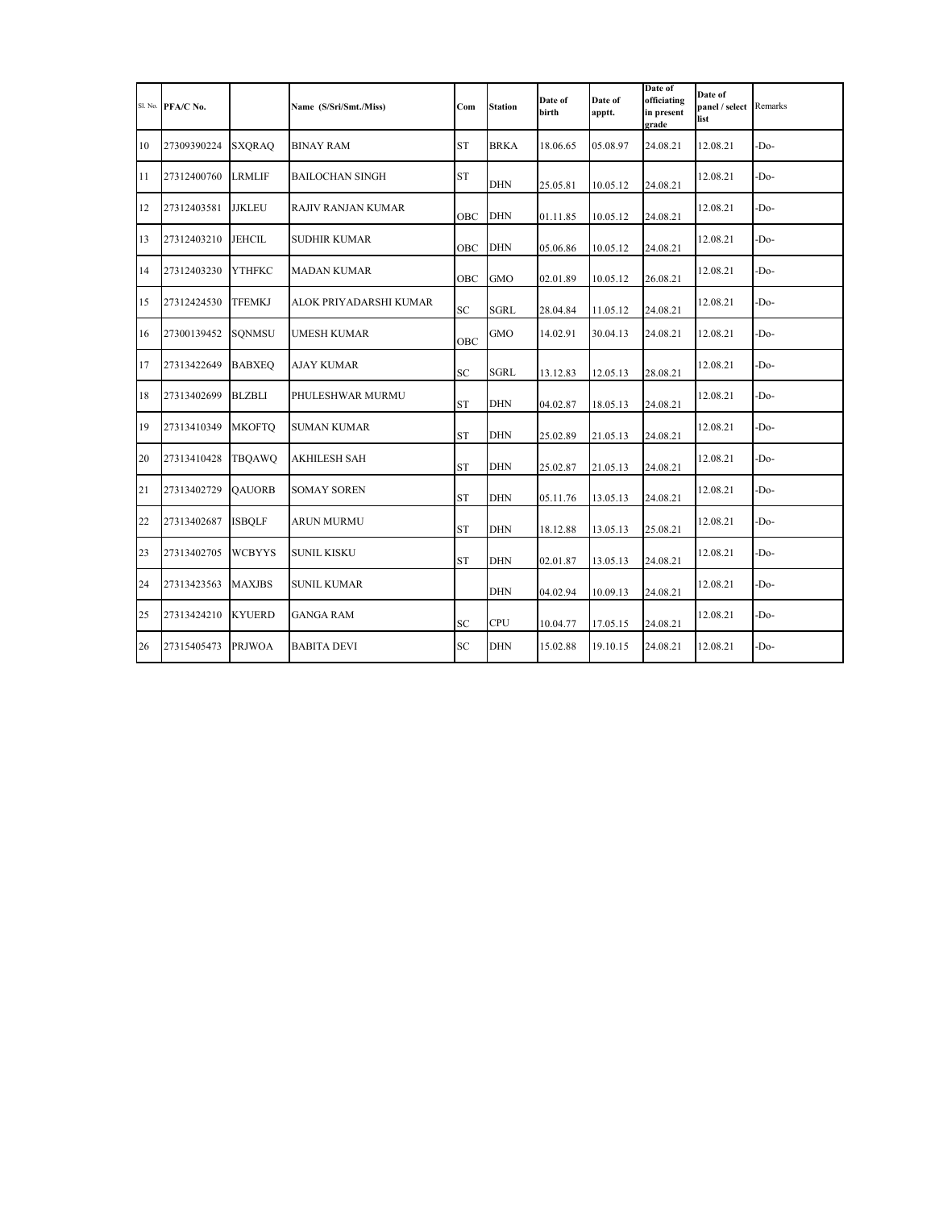| Sl. No. | PFA/C No. | | Name (S/Sri/Smt./Miss) | Com | Station | Date of birth | Date of apptt. | Date of officiating in present grade | Date of panel / select list | Remarks |
|---|---|---|---|---|---|---|---|---|---|---|
| 10 | 27309390224 | SXQRAQ | BINAY RAM | ST | BRKA | 18.06.65 | 05.08.97 | 24.08.21 | 12.08.21 | -Do- |
| 11 | 27312400760 | LRMLIF | BAILOCHAN SINGH | ST | DHN | 25.05.81 | 10.05.12 | 24.08.21 | 12.08.21 | -Do- |
| 12 | 27312403581 | JJKLEU | RAJIV RANJAN KUMAR | OBC | DHN | 01.11.85 | 10.05.12 | 24.08.21 | 12.08.21 | -Do- |
| 13 | 27312403210 | JEHCIL | SUDHIR KUMAR | OBC | DHN | 05.06.86 | 10.05.12 | 24.08.21 | 12.08.21 | -Do- |
| 14 | 27312403230 | YTHFKC | MADAN KUMAR | OBC | GMO | 02.01.89 | 10.05.12 | 26.08.21 | 12.08.21 | -Do- |
| 15 | 27312424530 | TFEMKJ | ALOK PRIYADARSHI KUMAR | SC | SGRL | 28.04.84 | 11.05.12 | 24.08.21 | 12.08.21 | -Do- |
| 16 | 27300139452 | SQNMSU | UMESH KUMAR | OBC | GMO | 14.02.91 | 30.04.13 | 24.08.21 | 12.08.21 | -Do- |
| 17 | 27313422649 | BABXEQ | AJAY KUMAR | SC | SGRL | 13.12.83 | 12.05.13 | 28.08.21 | 12.08.21 | -Do- |
| 18 | 27313402699 | BLZBLI | PHULESHWAR MURMU | ST | DHN | 04.02.87 | 18.05.13 | 24.08.21 | 12.08.21 | -Do- |
| 19 | 27313410349 | MKOFTQ | SUMAN KUMAR | ST | DHN | 25.02.89 | 21.05.13 | 24.08.21 | 12.08.21 | -Do- |
| 20 | 27313410428 | TBQAWQ | AKHILESH SAH | ST | DHN | 25.02.87 | 21.05.13 | 24.08.21 | 12.08.21 | -Do- |
| 21 | 27313402729 | QAUORB | SOMAY SOREN | ST | DHN | 05.11.76 | 13.05.13 | 24.08.21 | 12.08.21 | -Do- |
| 22 | 27313402687 | ISBQLF | ARUN MURMU | ST | DHN | 18.12.88 | 13.05.13 | 25.08.21 | 12.08.21 | -Do- |
| 23 | 27313402705 | WCBYYS | SUNIL KISKU | ST | DHN | 02.01.87 | 13.05.13 | 24.08.21 | 12.08.21 | -Do- |
| 24 | 27313423563 | MAXJBS | SUNIL KUMAR | | DHN | 04.02.94 | 10.09.13 | 24.08.21 | 12.08.21 | -Do- |
| 25 | 27313424210 | KYUERD | GANGA RAM | SC | CPU | 10.04.77 | 17.05.15 | 24.08.21 | 12.08.21 | -Do- |
| 26 | 27315405473 | PRJWOA | BABITA DEVI | SC | DHN | 15.02.88 | 19.10.15 | 24.08.21 | 12.08.21 | -Do- |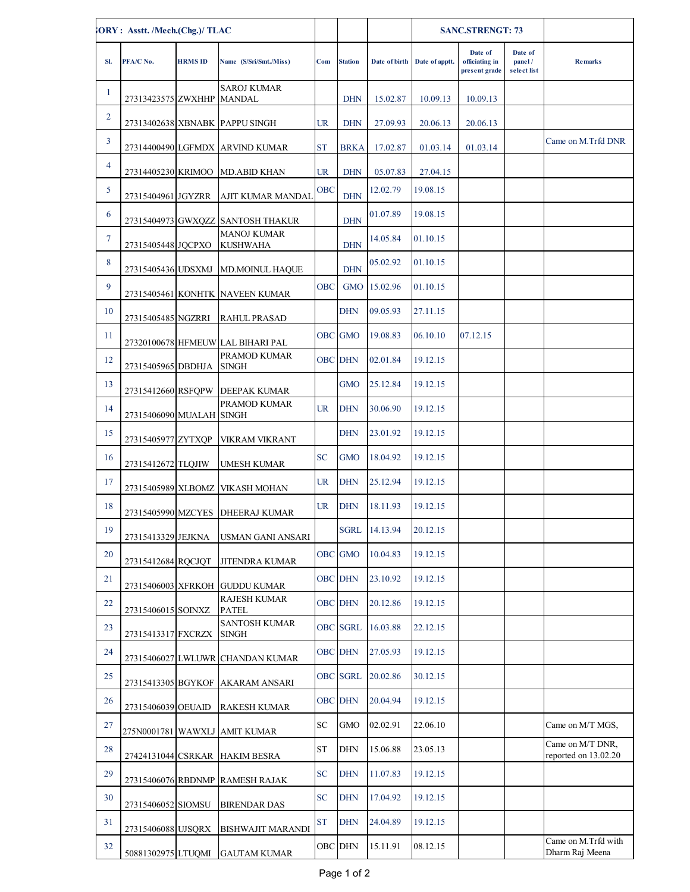| ;ORY : Asstt. /Mech.(Chg.)/ TLAC | | | | | | | SANC.STRENGT: 73 | | | |
|---|---|---|---|---|---|---|---|---|---|---|
| Sl. | PFA/C No. | HRMS ID | Name (S/Sri/Smt./Miss) | Com | Station | Date of birth | Date of apptt. | Date of officiating in present grade | Date of panel / select list | Remarks |
| 1 | 27313423575 | ZWXHHP | SAROJ KUMAR MANDAL | | DHN | 15.02.87 | 10.09.13 | 10.09.13 | | |
| 2 | 27313402638 | XBNABK | PAPPU SINGH | UR | DHN | 27.09.93 | 20.06.13 | 20.06.13 | | |
| 3 | 27314400490 | LGFMDX | ARVIND KUMAR | ST | BRKA | 17.02.87 | 01.03.14 | 01.03.14 | | Came on M.Trfd DNR |
| 4 | 27314405230 | KRIMOO | MD.ABID KHAN | UR | DHN | 05.07.83 | 27.04.15 | | | |
| 5 | 27315404961 | JGYZRR | AJIT KUMAR MANDAL | OBC | DHN | 12.02.79 | 19.08.15 | | | |
| 6 | 27315404973 | GWXQZZ | SANTOSH THAKUR | | DHN | 01.07.89 | 19.08.15 | | | |
| 7 | 27315405448 | JQCPXO | MANOJ KUMAR KUSHWAHA | | DHN | 14.05.84 | 01.10.15 | | | |
| 8 | 27315405436 | UDSXMJ | MD.MOINUL HAQUE | | DHN | 05.02.92 | 01.10.15 | | | |
| 9 | 27315405461 | KONHTK | NAVEEN KUMAR | OBC | GMO | 15.02.96 | 01.10.15 | | | |
| 10 | 27315405485 | NGZRRI | RAHUL PRASAD | | DHN | 09.05.93 | 27.11.15 | | | |
| 11 | 27320100678 | HFMEUW | LAL BIHARI PAL | OBC | GMO | 19.08.83 | 06.10.10 | 07.12.15 | | |
| 12 | 27315405965 | DBDHJA | PRAMOD KUMAR SINGH | OBC | DHN | 02.01.84 | 19.12.15 | | | |
| 13 | 27315412660 | RSFQPW | DEEPAK KUMAR | | GMO | 25.12.84 | 19.12.15 | | | |
| 14 | 27315406090 | MUALAH | PRAMOD KUMAR SINGH | UR | DHN | 30.06.90 | 19.12.15 | | | |
| 15 | 27315405977 | ZYTXQP | VIKRAM VIKRANT | | DHN | 23.01.92 | 19.12.15 | | | |
| 16 | 27315412672 | TLQJIW | UMESH KUMAR | SC | GMO | 18.04.92 | 19.12.15 | | | |
| 17 | 27315405989 | XLBOMZ | VIKASH MOHAN | UR | DHN | 25.12.94 | 19.12.15 | | | |
| 18 | 27315405990 | MZCYES | DHEERAJ KUMAR | UR | DHN | 18.11.93 | 19.12.15 | | | |
| 19 | 27315413329 | JEJKNA | USMAN GANI ANSARI | | SGRL | 14.13.94 | 20.12.15 | | | |
| 20 | 27315412684 | RQCJQT | JITENDRA KUMAR | OBC | GMO | 10.04.83 | 19.12.15 | | | |
| 21 | 27315406003 | XFRKOH | GUDDU KUMAR | OBC | DHN | 23.10.92 | 19.12.15 | | | |
| 22 | 27315406015 | SOINXZ | RAJESH KUMAR PATEL | OBC | DHN | 20.12.86 | 19.12.15 | | | |
| 23 | 27315413317 | FXCRZX | SANTOSH KUMAR SINGH | OBC | SGRL | 16.03.88 | 22.12.15 | | | |
| 24 | 27315406027 | LWLUWR | CHANDAN KUMAR | OBC | DHN | 27.05.93 | 19.12.15 | | | |
| 25 | 27315413305 | BGYKOF | AKARAM ANSARI | OBC | SGRL | 20.02.86 | 30.12.15 | | | |
| 26 | 27315406039 | OEUAID | RAKESH KUMAR | OBC | DHN | 20.04.94 | 19.12.15 | | | |
| 27 | 275N0001781 | WAWXLJ | AMIT KUMAR | SC | GMO | 02.02.91 | 22.06.10 | | | Came on M/T MGS, |
| 28 | 27424131044 | CSRKAR | HAKIM BESRA | ST | DHN | 15.06.88 | 23.05.13 | | | Came on M/T DNR, reported on 13.02.20 |
| 29 | 27315406076 | RBDNMP | RAMESH RAJAK | SC | DHN | 11.07.83 | 19.12.15 | | | |
| 30 | 27315406052 | SIOMSU | BIRENDAR DAS | SC | DHN | 17.04.92 | 19.12.15 | | | |
| 31 | 27315406088 | UJSQRX | BISHWAJIT MARANDI | ST | DHN | 24.04.89 | 19.12.15 | | | |
| 32 | 50881302975 | LTUQMI | GAUTAM KUMAR | OBC | DHN | 15.11.91 | 08.12.15 | | | Came on M.Trfd with Dharm Raj Meena |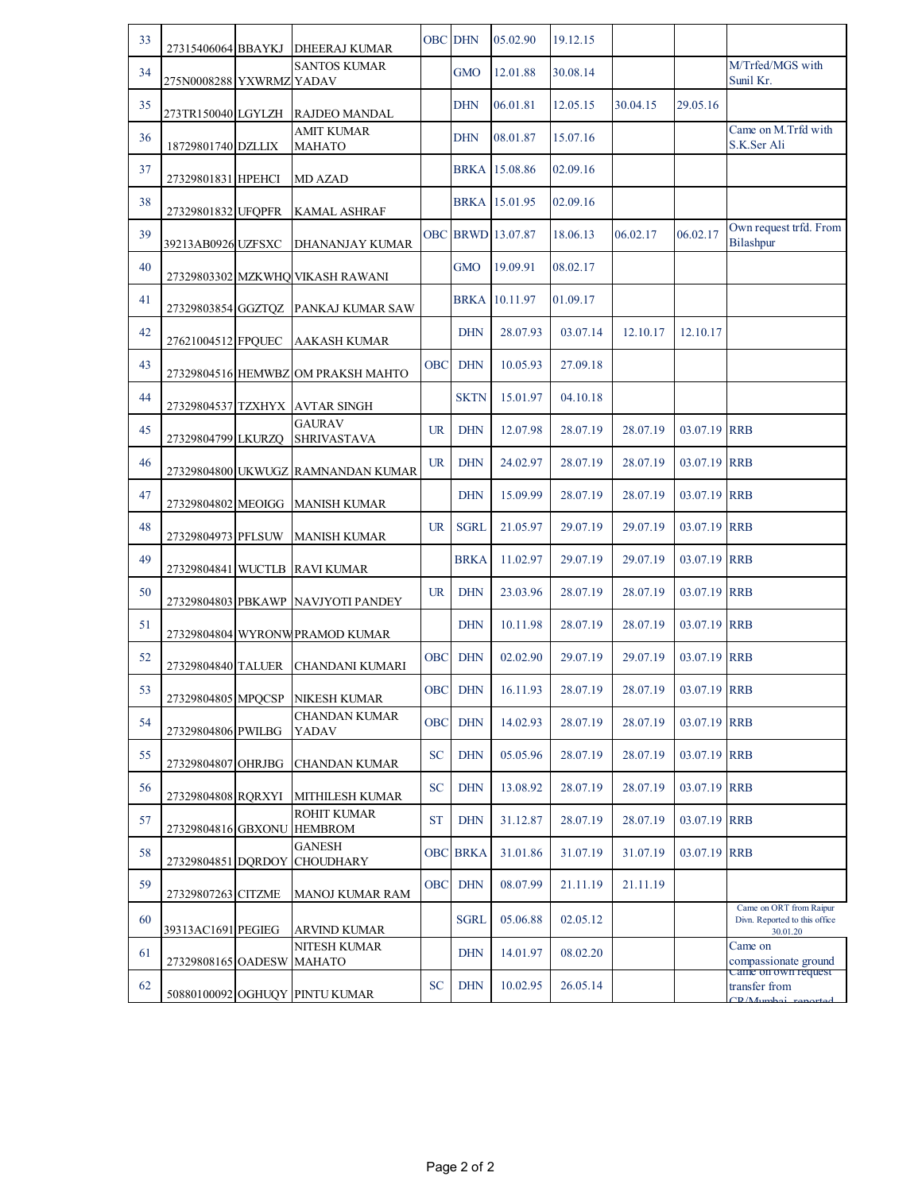| | | | | | | | | | |
|---|---|---|---|---|---|---|---|---|---|
| 33 | 27315406064 | BBAYKJ | DHEERAJ KUMAR | OBC | DHN | 05.02.90 | 19.12.15 | | | |
| 34 | 275N0008288 | YXWRMZ | SANTOS KUMAR YADAV | | GMO | 12.01.88 | 30.08.14 | | | M/Trfed/MGS with Sunil Kr. |
| 35 | 273TR150040 | LGYLZH | RAJDEO MANDAL | | DHN | 06.01.81 | 12.05.15 | 30.04.15 | 29.05.16 | |
| 36 | 18729801740 | DZLLIX | AMIT KUMAR MAHATO | | DHN | 08.01.87 | 15.07.16 | | | Came on M.Trfd with S.K.Ser Ali |
| 37 | 27329801831 | HPEHCI | MD AZAD | | BRKA | 15.08.86 | 02.09.16 | | | |
| 38 | 27329801832 | UFQPFR | KAMAL ASHRAF | | BRKA | 15.01.95 | 02.09.16 | | | |
| 39 | 39213AB0926 | UZFSXC | DHANANJAY KUMAR | OBC | BRWD | 13.07.87 | 18.06.13 | 06.02.17 | 06.02.17 | Own request trfd. From Bilashpur |
| 40 | 27329803302 | MZKWHQ | VIKASH RAWANI | | GMO | 19.09.91 | 08.02.17 | | | |
| 41 | 27329803854 | GGZTQZ | PANKAJ KUMAR SAW | | BRKA | 10.11.97 | 01.09.17 | | | |
| 42 | 27621004512 | FPQUEC | AAKASH KUMAR | | DHN | 28.07.93 | 03.07.14 | 12.10.17 | 12.10.17 | |
| 43 | 27329804516 | HEMWBZ | OM PRAKSH MAHTO | OBC | DHN | 10.05.93 | 27.09.18 | | | |
| 44 | 27329804537 | TZXHYX | AVTAR SINGH | | SKTN | 15.01.97 | 04.10.18 | | | |
| 45 | 27329804799 | LKURZQ | GAURAV SHRIVASTAVA | UR | DHN | 12.07.98 | 28.07.19 | 28.07.19 | 03.07.19 | RRB |
| 46 | 27329804800 | UKWUGZ | RAMNANDAN KUMAR | UR | DHN | 24.02.97 | 28.07.19 | 28.07.19 | 03.07.19 | RRB |
| 47 | 27329804802 | MEOIGG | MANISH KUMAR | | DHN | 15.09.99 | 28.07.19 | 28.07.19 | 03.07.19 | RRB |
| 48 | 27329804973 | PFLSUW | MANISH KUMAR | UR | SGRL | 21.05.97 | 29.07.19 | 29.07.19 | 03.07.19 | RRB |
| 49 | 27329804841 | WUCTLB | RAVI KUMAR | | BRKA | 11.02.97 | 29.07.19 | 29.07.19 | 03.07.19 | RRB |
| 50 | 27329804803 | PBKAWP | NAVJYOTI PANDEY | UR | DHN | 23.03.96 | 28.07.19 | 28.07.19 | 03.07.19 | RRB |
| 51 | 27329804804 | WYRONW | PRAMOD KUMAR | | DHN | 10.11.98 | 28.07.19 | 28.07.19 | 03.07.19 | RRB |
| 52 | 27329804840 | TALUER | CHANDANI KUMARI | OBC | DHN | 02.02.90 | 29.07.19 | 29.07.19 | 03.07.19 | RRB |
| 53 | 27329804805 | MPQCSP | NIKESH KUMAR | OBC | DHN | 16.11.93 | 28.07.19 | 28.07.19 | 03.07.19 | RRB |
| 54 | 27329804806 | PWILBG | CHANDAN KUMAR YADAV | OBC | DHN | 14.02.93 | 28.07.19 | 28.07.19 | 03.07.19 | RRB |
| 55 | 27329804807 | OHRJBG | CHANDAN KUMAR | SC | DHN | 05.05.96 | 28.07.19 | 28.07.19 | 03.07.19 | RRB |
| 56 | 27329804808 | RQRXYI | MITHILESH KUMAR | SC | DHN | 13.08.92 | 28.07.19 | 28.07.19 | 03.07.19 | RRB |
| 57 | 27329804816 | GBXONU | ROHIT KUMAR HEMBROM | ST | DHN | 31.12.87 | 28.07.19 | 28.07.19 | 03.07.19 | RRB |
| 58 | 27329804851 | DQRDOY | GANESH CHOUDHARY | OBC | BRKA | 31.01.86 | 31.07.19 | 31.07.19 | 03.07.19 | RRB |
| 59 | 27329807263 | CITZME | MANOJ KUMAR RAM | OBC | DHN | 08.07.99 | 21.11.19 | 21.11.19 | | |
| 60 | 39313AC1691 | PEGIEG | ARVIND KUMAR | | SGRL | 05.06.88 | 02.05.12 | | | Came on ORT from Raipur Divn. Reported to this office 30.01.20 |
| 61 | 27329808165 | OADESW | NITESH KUMAR MAHATO | | DHN | 14.01.97 | 08.02.20 | | | Came on compassionate ground |
| 62 | 50880100092 | OGHUQY | PINTU KUMAR | SC | DHN | 10.02.95 | 26.05.14 | | | Came on own request transfer from CR/Mumbai, reported |